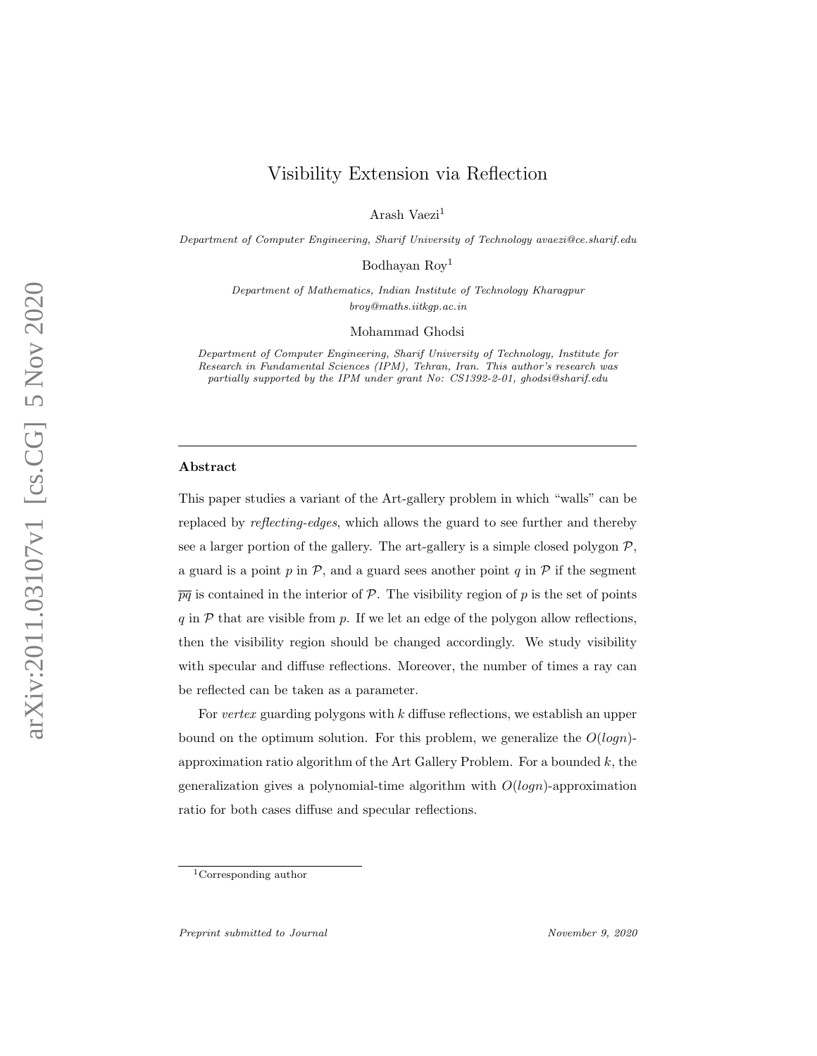# Visibility Extension via Reflection

Arash Vaezi[1]

*Department of Computer Engineering, Sharif University of Technology avaezi@ce.sharif.edu*

Bodhayan Roy[1]

*Department of Mathematics, Indian Institute of Technology Kharagpur broy@maths.iitkgp.ac.in*

Mohammad Ghodsi

*Department of Computer Engineering, Sharif University of Technology, Institute for Research in Fundamental Sciences (IPM), Tehran, Iran. This author's research was partially supported by the IPM under grant No: CS1392-2-01, ghodsi@sharif.edu*

---

## Abstract

This paper studies a variant of the Art-gallery problem in which "walls" can be replaced by *reflecting-edges*, which allows the guard to see further and thereby see a larger portion of the gallery. The art-gallery is a simple closed polygon $\mathcal{P}$, a guard is a point $p$ in $\mathcal{P}$, and a guard sees another point $q$ in $\mathcal{P}$ if the segment $\overline{pq}$ is contained in the interior of $\mathcal{P}$. The visibility region of $p$ is the set of points $q$ in $\mathcal{P}$ that are visible from $p$. If we let an edge of the polygon allow reflections, then the visibility region should be changed accordingly. We study visibility with specular and diffuse reflections. Moreover, the number of times a ray can be reflected can be taken as a parameter.

For *vertex* guarding polygons with $k$ diffuse reflections, we establish an upper bound on the optimum solution. For this problem, we generalize the $O(logn)$-approximation ratio algorithm of the Art Gallery Problem. For a bounded $k$, the generalization gives a polynomial-time algorithm with $O(logn)$-approximation ratio for both cases diffuse and specular reflections.

[1]Corresponding author

*Preprint submitted to Journal* *November 9, 2020*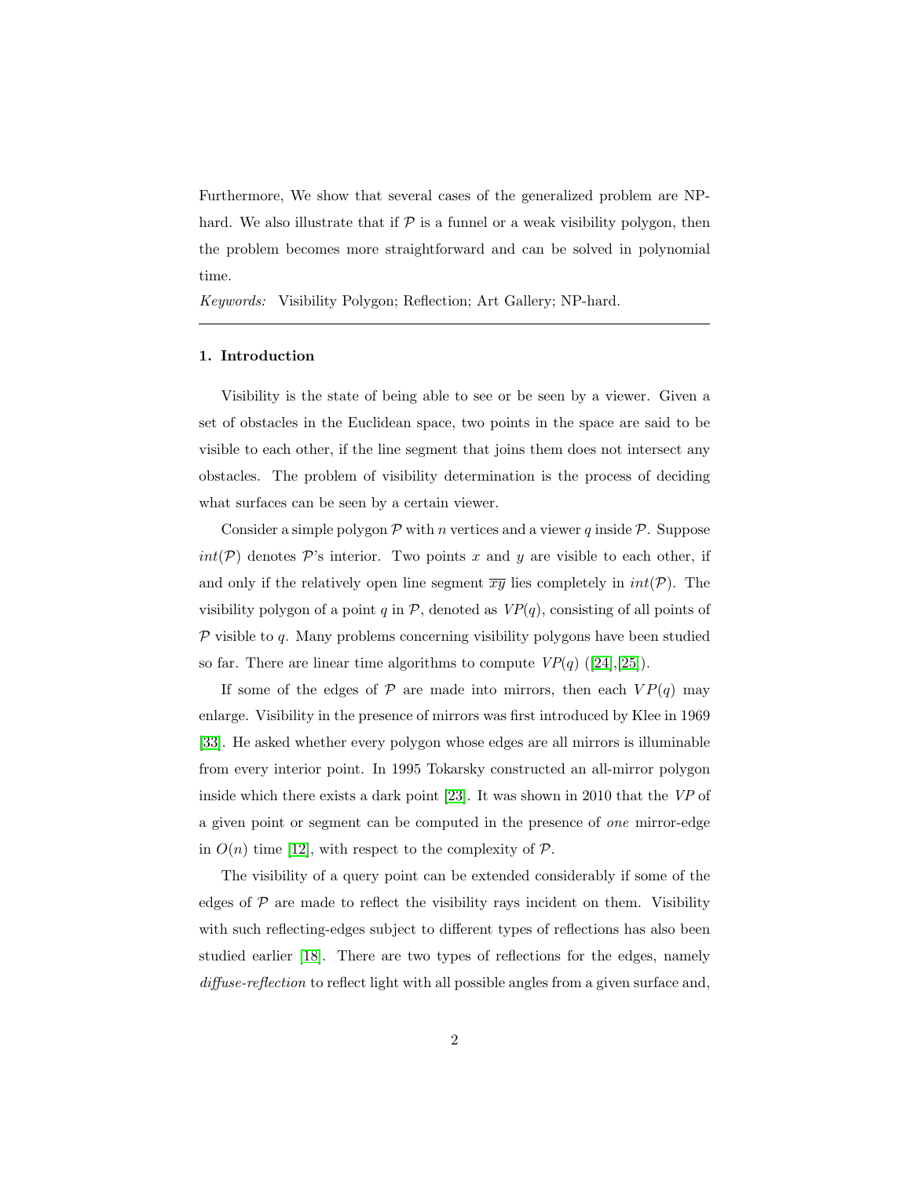Furthermore, We show that several cases of the generalized problem are NP-hard. We also illustrate that if $\mathcal{P}$ is a funnel or a weak visibility polygon, then the problem becomes more straightforward and can be solved in polynomial time.

*Keywords:* Visibility Polygon; Reflection; Art Gallery; NP-hard.

---

## 1. Introduction

Visibility is the state of being able to see or be seen by a viewer. Given a set of obstacles in the Euclidean space, two points in the space are said to be visible to each other, if the line segment that joins them does not intersect any obstacles. The problem of visibility determination is the process of deciding what surfaces can be seen by a certain viewer.

Consider a simple polygon $\mathcal{P}$ with $n$ vertices and a viewer $q$ inside $\mathcal{P}$. Suppose $int(\mathcal{P})$ denotes $\mathcal{P}$'s interior. Two points $x$ and $y$ are visible to each other, if and only if the relatively open line segment $\overline{xy}$ lies completely in $int(\mathcal{P})$. The visibility polygon of a point $q$ in $\mathcal{P}$, denoted as $VP(q)$, consisting of all points of $\mathcal{P}$ visible to $q$. Many problems concerning visibility polygons have been studied so far. There are linear time algorithms to compute $VP(q)$ ([24],[25]).

If some of the edges of $\mathcal{P}$ are made into mirrors, then each $VP(q)$ may enlarge. Visibility in the presence of mirrors was first introduced by Klee in 1969 [33]. He asked whether every polygon whose edges are all mirrors is illuminable from every interior point. In 1995 Tokarsky constructed an all-mirror polygon inside which there exists a dark point [23]. It was shown in 2010 that the *VP* of a given point or segment can be computed in the presence of *one* mirror-edge in $O(n)$ time [12], with respect to the complexity of $\mathcal{P}$.

The visibility of a query point can be extended considerably if some of the edges of $\mathcal{P}$ are made to reflect the visibility rays incident on them. Visibility with such reflecting-edges subject to different types of reflections has also been studied earlier [18]. There are two types of reflections for the edges, namely *diffuse-reflection* to reflect light with all possible angles from a given surface and,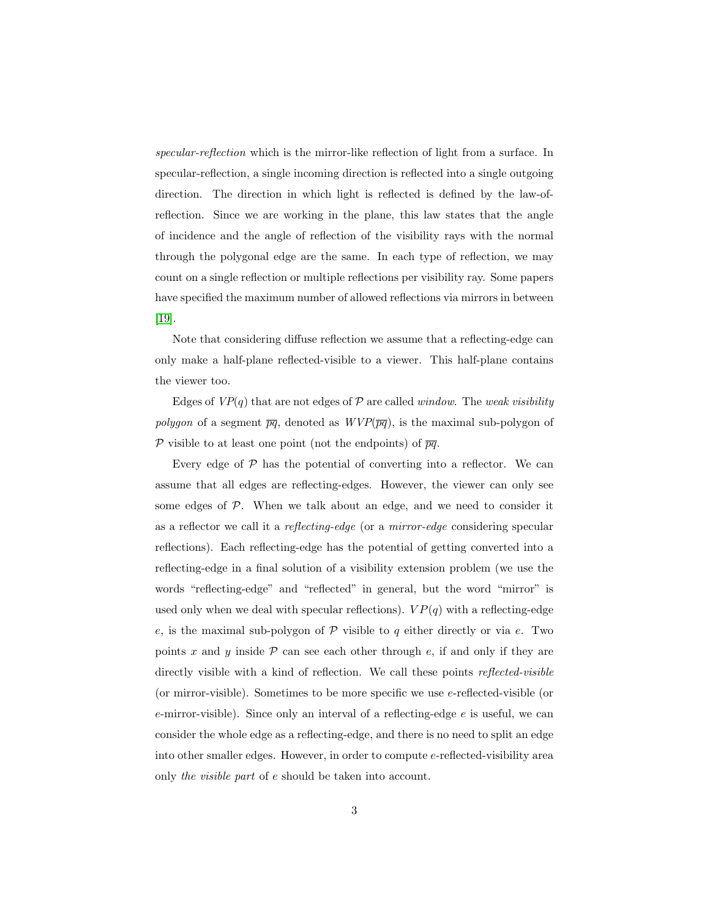*specular-reflection* which is the mirror-like reflection of light from a surface. In specular-reflection, a single incoming direction is reflected into a single outgoing direction. The direction in which light is reflected is defined by the law-of-reflection. Since we are working in the plane, this law states that the angle of incidence and the angle of reflection of the visibility rays with the normal through the polygonal edge are the same. In each type of reflection, we may count on a single reflection or multiple reflections per visibility ray. Some papers have specified the maximum number of allowed reflections via mirrors in between [19].

Note that considering diffuse reflection we assume that a reflecting-edge can only make a half-plane reflected-visible to a viewer. This half-plane contains the viewer too.

Edges of $VP(q)$ that are not edges of $\mathcal{P}$ are called *window*. The *weak visibility polygon* of a segment $\overline{pq}$, denoted as $WVP(\overline{pq})$, is the maximal sub-polygon of $\mathcal{P}$ visible to at least one point (not the endpoints) of $\overline{pq}$.

Every edge of $\mathcal{P}$ has the potential of converting into a reflector. We can assume that all edges are reflecting-edges. However, the viewer can only see some edges of $\mathcal{P}$. When we talk about an edge, and we need to consider it as a reflector we call it a *reflecting-edge* (or a *mirror-edge* considering specular reflections). Each reflecting-edge has the potential of getting converted into a reflecting-edge in a final solution of a visibility extension problem (we use the words "reflecting-edge" and "reflected" in general, but the word "mirror" is used only when we deal with specular reflections). $VP(q)$ with a reflecting-edge $e$, is the maximal sub-polygon of $\mathcal{P}$ visible to $q$ either directly or via $e$. Two points $x$ and $y$ inside $\mathcal{P}$ can see each other through $e$, if and only if they are directly visible with a kind of reflection. We call these points *reflected-visible* (or mirror-visible). Sometimes to be more specific we use $e$-reflected-visible (or $e$-mirror-visible). Since only an interval of a reflecting-edge $e$ is useful, we can consider the whole edge as a reflecting-edge, and there is no need to split an edge into other smaller edges. However, in order to compute $e$-reflected-visibility area only *the visible part* of $e$ should be taken into account.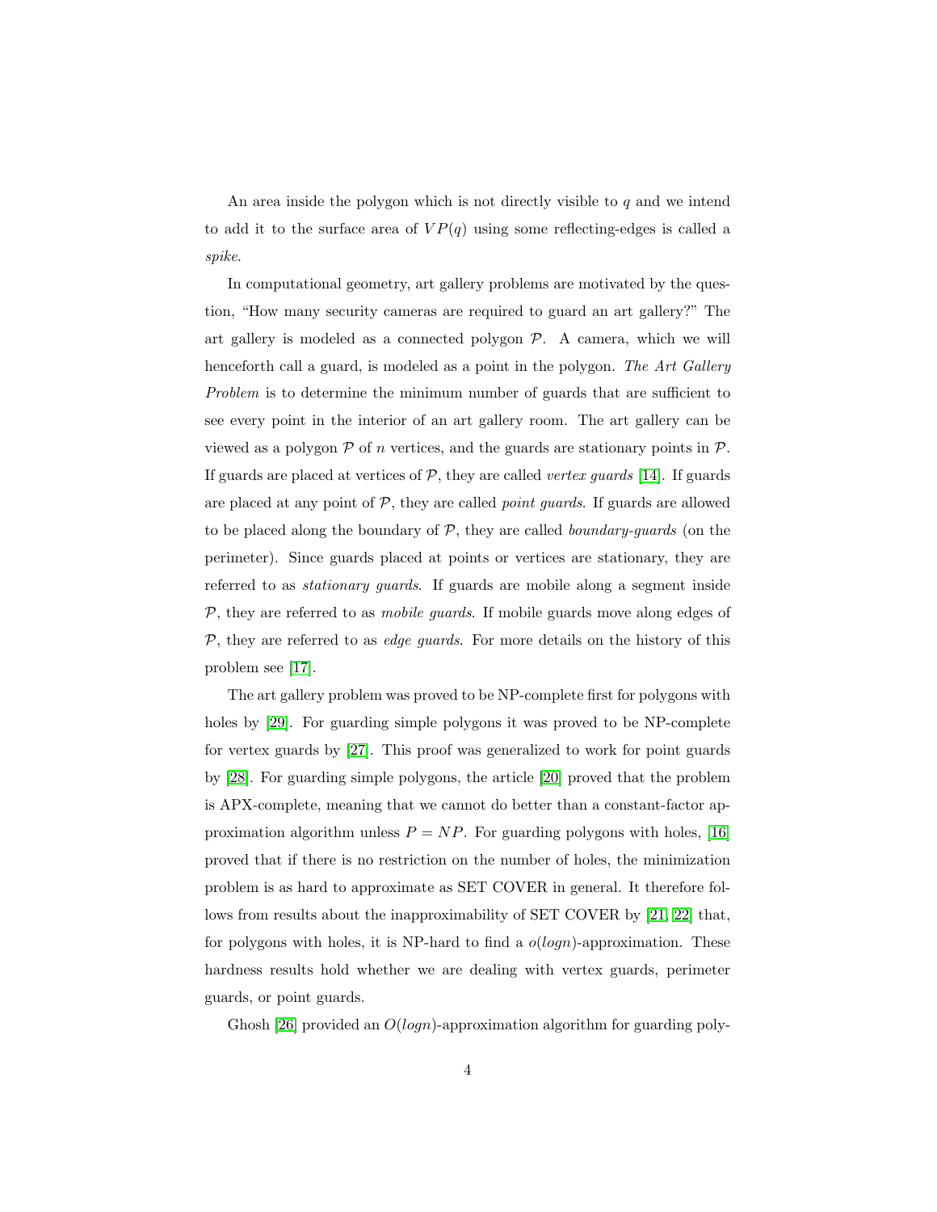An area inside the polygon which is not directly visible to $q$ and we intend to add it to the surface area of $VP(q)$ using some reflecting-edges is called a *spike*.

In computational geometry, art gallery problems are motivated by the question, "How many security cameras are required to guard an art gallery?" The art gallery is modeled as a connected polygon $\mathcal{P}$. A camera, which we will henceforth call a guard, is modeled as a point in the polygon. *The Art Gallery Problem* is to determine the minimum number of guards that are sufficient to see every point in the interior of an art gallery room. The art gallery can be viewed as a polygon $\mathcal{P}$ of $n$ vertices, and the guards are stationary points in $\mathcal{P}$. If guards are placed at vertices of $\mathcal{P}$, they are called *vertex guards* [14]. If guards are placed at any point of $\mathcal{P}$, they are called *point guards*. If guards are allowed to be placed along the boundary of $\mathcal{P}$, they are called *boundary-guards* (on the perimeter). Since guards placed at points or vertices are stationary, they are referred to as *stationary guards*. If guards are mobile along a segment inside $\mathcal{P}$, they are referred to as *mobile guards*. If mobile guards move along edges of $\mathcal{P}$, they are referred to as *edge guards*. For more details on the history of this problem see [17].

The art gallery problem was proved to be NP-complete first for polygons with holes by [29]. For guarding simple polygons it was proved to be NP-complete for vertex guards by [27]. This proof was generalized to work for point guards by [28]. For guarding simple polygons, the article [20] proved that the problem is APX-complete, meaning that we cannot do better than a constant-factor approximation algorithm unless $P = NP$. For guarding polygons with holes, [16] proved that if there is no restriction on the number of holes, the minimization problem is as hard to approximate as SET COVER in general. It therefore follows from results about the inapproximability of SET COVER by [21, 22] that, for polygons with holes, it is NP-hard to find a $o(logn)$-approximation. These hardness results hold whether we are dealing with vertex guards, perimeter guards, or point guards.

Ghosh [26] provided an $O(logn)$-approximation algorithm for guarding poly-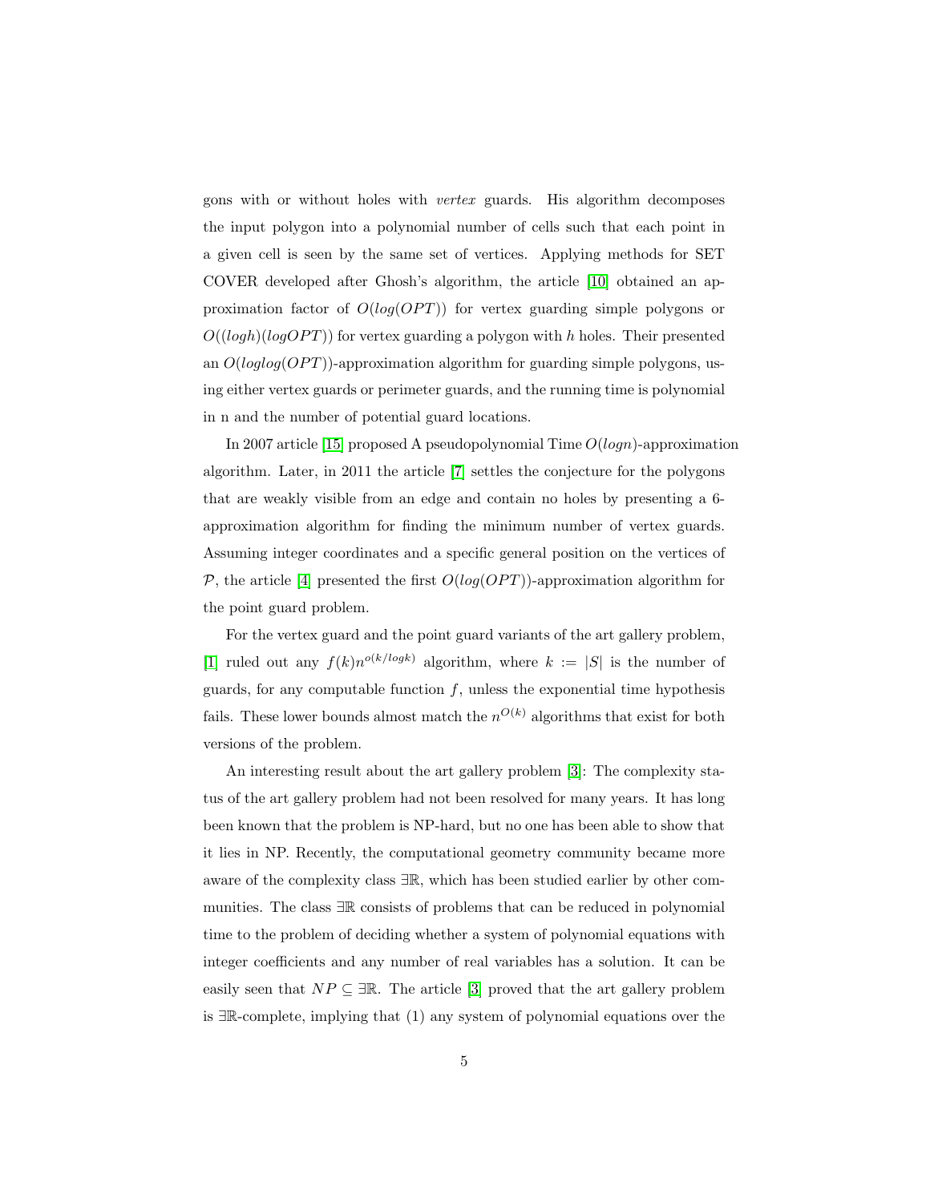gons with or without holes with *vertex* guards. His algorithm decomposes the input polygon into a polynomial number of cells such that each point in a given cell is seen by the same set of vertices. Applying methods for SET COVER developed after Ghosh's algorithm, the article [10] obtained an approximation factor of $O(log(OPT))$ for vertex guarding simple polygons or $O((logh)(logOPT))$ for vertex guarding a polygon with $h$ holes. Their presented an $O(loglog(OPT))$-approximation algorithm for guarding simple polygons, using either vertex guards or perimeter guards, and the running time is polynomial in n and the number of potential guard locations.

In 2007 article [15] proposed A pseudopolynomial Time $O(logn)$-approximation algorithm. Later, in 2011 the article [7] settles the conjecture for the polygons that are weakly visible from an edge and contain no holes by presenting a 6-approximation algorithm for finding the minimum number of vertex guards. Assuming integer coordinates and a specific general position on the vertices of $\mathcal{P}$, the article [4] presented the first $O(log(OPT))$-approximation algorithm for the point guard problem.

For the vertex guard and the point guard variants of the art gallery problem, [1] ruled out any $f(k)n^{o(k/logk)}$ algorithm, where $k := |S|$ is the number of guards, for any computable function $f$, unless the exponential time hypothesis fails. These lower bounds almost match the $n^{O(k)}$ algorithms that exist for both versions of the problem.

An interesting result about the art gallery problem [3]: The complexity status of the art gallery problem had not been resolved for many years. It has long been known that the problem is NP-hard, but no one has been able to show that it lies in NP. Recently, the computational geometry community became more aware of the complexity class $\exists\mathbb{R}$, which has been studied earlier by other communities. The class $\exists\mathbb{R}$ consists of problems that can be reduced in polynomial time to the problem of deciding whether a system of polynomial equations with integer coefficients and any number of real variables has a solution. It can be easily seen that $NP \subseteq \exists\mathbb{R}$. The article [3] proved that the art gallery problem is $\exists\mathbb{R}$-complete, implying that (1) any system of polynomial equations over the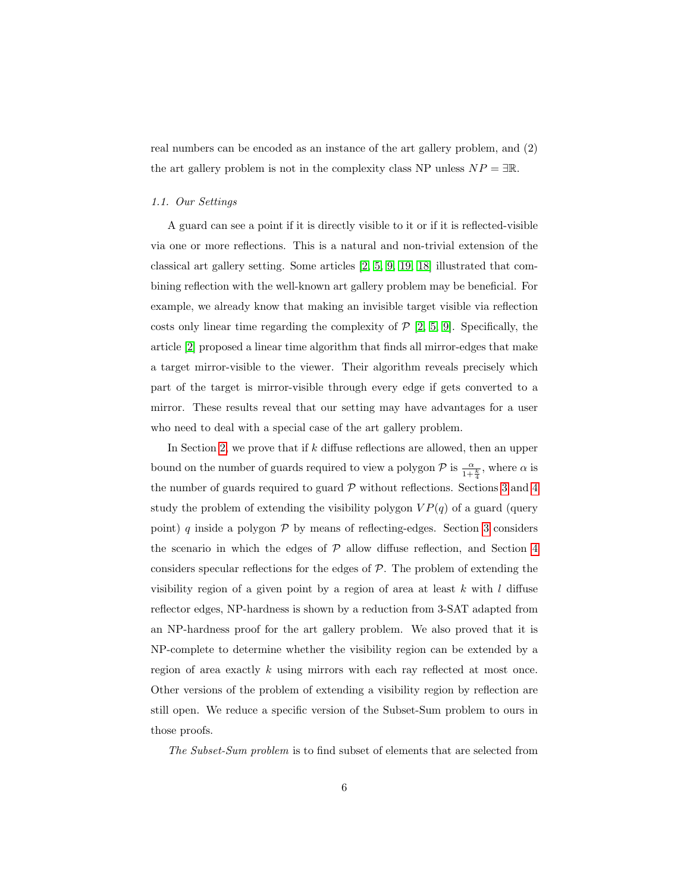real numbers can be encoded as an instance of the art gallery problem, and (2) the art gallery problem is not in the complexity class NP unless $NP = \exists\mathbb{R}$.

### 1.1. Our Settings

A guard can see a point if it is directly visible to it or if it is reflected-visible via one or more reflections. This is a natural and non-trivial extension of the classical art gallery setting. Some articles [2, 5, 9, 19, 18] illustrated that combining reflection with the well-known art gallery problem may be beneficial. For example, we already know that making an invisible target visible via reflection costs only linear time regarding the complexity of $\mathcal{P}$ [2, 5, 9]. Specifically, the article [2] proposed a linear time algorithm that finds all mirror-edges that make a target mirror-visible to the viewer. Their algorithm reveals precisely which part of the target is mirror-visible through every edge if gets converted to a mirror. These results reveal that our setting may have advantages for a user who need to deal with a special case of the art gallery problem.

In Section 2, we prove that if $k$ diffuse reflections are allowed, then an upper bound on the number of guards required to view a polygon $\mathcal{P}$ is $\frac{\alpha}{1+\frac{k}{4}}$, where $\alpha$ is the number of guards required to guard $\mathcal{P}$ without reflections. Sections 3 and 4 study the problem of extending the visibility polygon $VP(q)$ of a guard (query point) $q$ inside a polygon $\mathcal{P}$ by means of reflecting-edges. Section 3 considers the scenario in which the edges of $\mathcal{P}$ allow diffuse reflection, and Section 4 considers specular reflections for the edges of $\mathcal{P}$. The problem of extending the visibility region of a given point by a region of area at least $k$ with $l$ diffuse reflector edges, NP-hardness is shown by a reduction from 3-SAT adapted from an NP-hardness proof for the art gallery problem. We also proved that it is NP-complete to determine whether the visibility region can be extended by a region of area exactly $k$ using mirrors with each ray reflected at most once. Other versions of the problem of extending a visibility region by reflection are still open. We reduce a specific version of the Subset-Sum problem to ours in those proofs.

*The Subset-Sum problem* is to find subset of elements that are selected from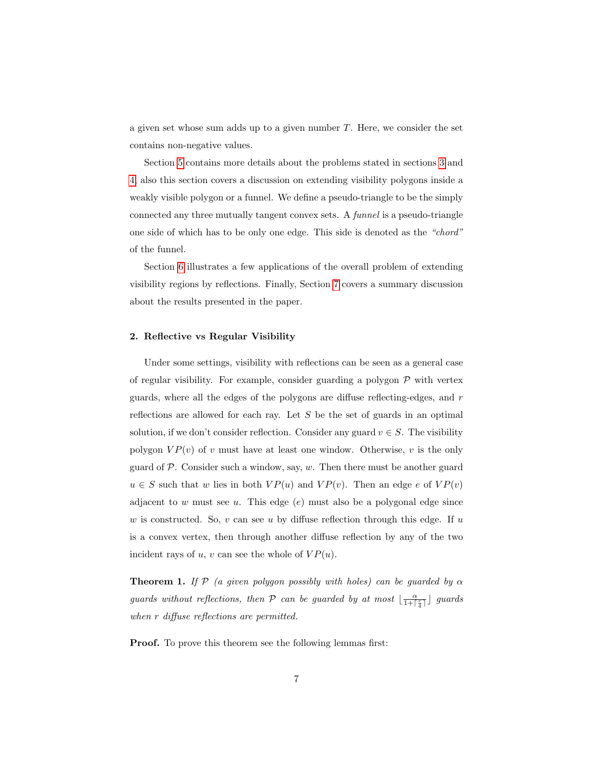a given set whose sum adds up to a given number $T$. Here, we consider the set contains non-negative values.

Section 5 contains more details about the problems stated in sections 3 and 4, also this section covers a discussion on extending visibility polygons inside a weakly visible polygon or a funnel. We define a pseudo-triangle to be the simply connected any three mutually tangent convex sets. A *funnel* is a pseudo-triangle one side of which has to be only one edge. This side is denoted as the *"chord"* of the funnel.

Section 6 illustrates a few applications of the overall problem of extending visibility regions by reflections. Finally, Section 7 covers a summary discussion about the results presented in the paper.

## 2. Reflective vs Regular Visibility

Under some settings, visibility with reflections can be seen as a general case of regular visibility. For example, consider guarding a polygon $\mathcal{P}$ with vertex guards, where all the edges of the polygons are diffuse reflecting-edges, and $r$ reflections are allowed for each ray. Let $S$ be the set of guards in an optimal solution, if we don't consider reflection. Consider any guard $v \in S$. The visibility polygon $VP(v)$ of $v$ must have at least one window. Otherwise, $v$ is the only guard of $\mathcal{P}$. Consider such a window, say, $w$. Then there must be another guard $u \in S$ such that $w$ lies in both $VP(u)$ and $VP(v)$. Then an edge $e$ of $VP(v)$ adjacent to $w$ must see $u$. This edge ($e$) must also be a polygonal edge since $w$ is constructed. So, $v$ can see $u$ by diffuse reflection through this edge. If $u$ is a convex vertex, then through another diffuse reflection by any of the two incident rays of $u$, $v$ can see the whole of $VP(u)$.

**Theorem 1.** *If $\mathcal{P}$ (a given polygon possibly with holes) can be guarded by $\alpha$ guards without reflections, then $\mathcal{P}$ can be guarded by at most $\lfloor \frac{\alpha}{1+\lceil \frac{r}{4} \rceil} \rfloor$ guards when $r$ diffuse reflections are permitted.*

**Proof.** To prove this theorem see the following lemmas first: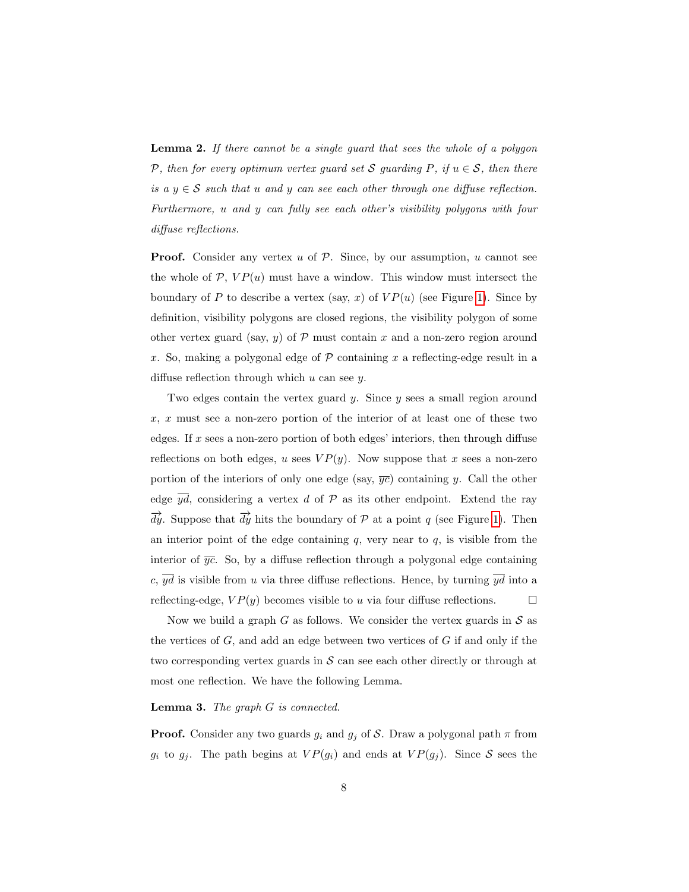**Lemma 2.** *If there cannot be a single guard that sees the whole of a polygon $\mathcal{P}$, then for every optimum vertex guard set $\mathcal{S}$ guarding $P$, if $u \in \mathcal{S}$, then there is a $y \in \mathcal{S}$ such that $u$ and $y$ can see each other through one diffuse reflection. Furthermore, $u$ and $y$ can fully see each other's visibility polygons with four diffuse reflections.*

**Proof.** Consider any vertex $u$ of $\mathcal{P}$. Since, by our assumption, $u$ cannot see the whole of $\mathcal{P}$, $VP(u)$ must have a window. This window must intersect the boundary of $P$ to describe a vertex (say, $x$) of $VP(u)$ (see Figure 1). Since by definition, visibility polygons are closed regions, the visibility polygon of some other vertex guard (say, $y$) of $\mathcal{P}$ must contain $x$ and a non-zero region around $x$. So, making a polygonal edge of $\mathcal{P}$ containing $x$ a reflecting-edge result in a diffuse reflection through which $u$ can see $y$.

Two edges contain the vertex guard $y$. Since $y$ sees a small region around $x$, $x$ must see a non-zero portion of the interior of at least one of these two edges. If $x$ sees a non-zero portion of both edges' interiors, then through diffuse reflections on both edges, $u$ sees $VP(y)$. Now suppose that $x$ sees a non-zero portion of the interiors of only one edge (say, $\overline{yc}$) containing $y$. Call the other edge $\overline{yd}$, considering a vertex $d$ of $\mathcal{P}$ as its other endpoint. Extend the ray $\overrightarrow{dy}$. Suppose that $\overrightarrow{dy}$ hits the boundary of $\mathcal{P}$ at a point $q$ (see Figure 1). Then an interior point of the edge containing $q$, very near to $q$, is visible from the interior of $\overline{yc}$. So, by a diffuse reflection through a polygonal edge containing $c$, $\overline{yd}$ is visible from $u$ via three diffuse reflections. Hence, by turning $\overline{yd}$ into a reflecting-edge, $VP(y)$ becomes visible to $u$ via four diffuse reflections. $\square$

Now we build a graph $G$ as follows. We consider the vertex guards in $\mathcal{S}$ as the vertices of $G$, and add an edge between two vertices of $G$ if and only if the two corresponding vertex guards in $\mathcal{S}$ can see each other directly or through at most one reflection. We have the following Lemma.

**Lemma 3.** *The graph $G$ is connected.*

**Proof.** Consider any two guards $g_i$ and $g_j$ of $\mathcal{S}$. Draw a polygonal path $\pi$ from $g_i$ to $g_j$. The path begins at $VP(g_i)$ and ends at $VP(g_j)$. Since $\mathcal{S}$ sees the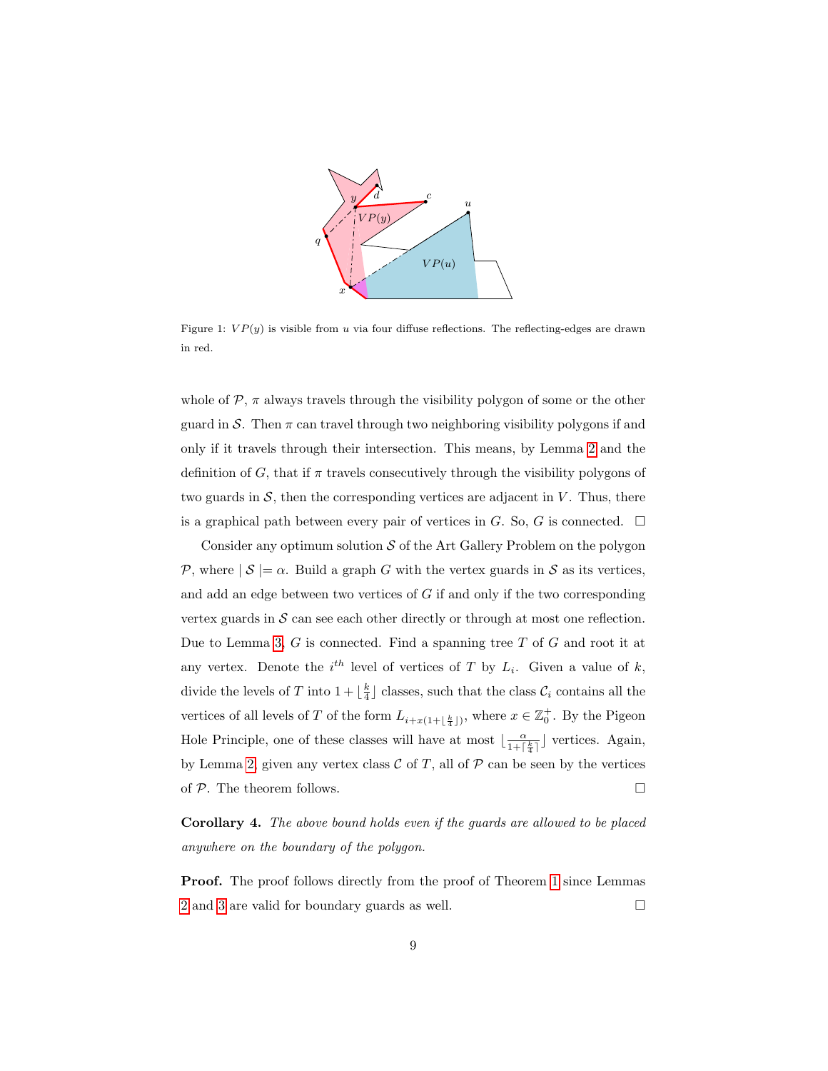Figure 1: $VP(y)$ is visible from $u$ via four diffuse reflections. The reflecting-edges are drawn in red.

whole of $\mathcal{P}$, $\pi$ always travels through the visibility polygon of some or the other guard in $\mathcal{S}$. Then $\pi$ can travel through two neighboring visibility polygons if and only if it travels through their intersection. This means, by Lemma 2 and the definition of $G$, that if $\pi$ travels consecutively through the visibility polygons of two guards in $\mathcal{S}$, then the corresponding vertices are adjacent in $V$. Thus, there is a graphical path between every pair of vertices in $G$. So, $G$ is connected. $\square$

Consider any optimum solution $\mathcal{S}$ of the Art Gallery Problem on the polygon $\mathcal{P}$, where $\mid \mathcal{S} \mid = \alpha$. Build a graph $G$ with the vertex guards in $\mathcal{S}$ as its vertices, and add an edge between two vertices of $G$ if and only if the two corresponding vertex guards in $\mathcal{S}$ can see each other directly or through at most one reflection. Due to Lemma 3, $G$ is connected. Find a spanning tree $T$ of $G$ and root it at any vertex. Denote the $i^{th}$ level of vertices of $T$ by $L_i$. Given a value of $k$, divide the levels of $T$ into $1 + \lfloor \frac{k}{4} \rfloor$ classes, such that the class $\mathcal{C}_i$ contains all the vertices of all levels of $T$ of the form $L_{i+x(1+\lfloor \frac{k}{4} \rfloor)}$, where $x \in \mathbb{Z}_0^+$. By the Pigeon Hole Principle, one of these classes will have at most $\lfloor \frac{\alpha}{1+\lceil \frac{k}{4} \rceil} \rfloor$ vertices. Again, by Lemma 2, given any vertex class $\mathcal{C}$ of $T$, all of $\mathcal{P}$ can be seen by the vertices of $\mathcal{P}$. The theorem follows. $\square$

**Corollary 4.** *The above bound holds even if the guards are allowed to be placed anywhere on the boundary of the polygon.*

**Proof.** The proof follows directly from the proof of Theorem 1 since Lemmas 2 and 3 are valid for boundary guards as well. $\square$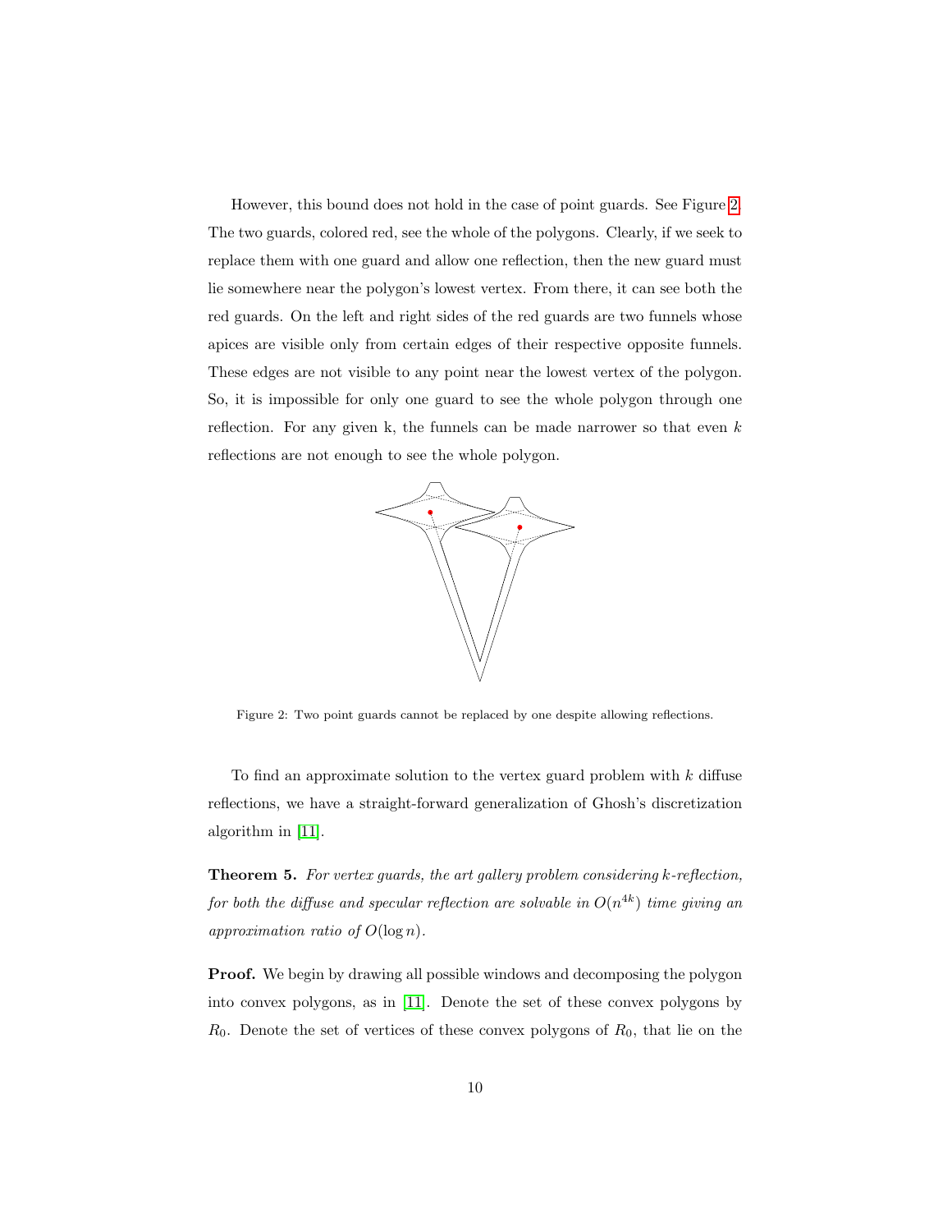However, this bound does not hold in the case of point guards. See Figure 2. The two guards, colored red, see the whole of the polygons. Clearly, if we seek to replace them with one guard and allow one reflection, then the new guard must lie somewhere near the polygon's lowest vertex. From there, it can see both the red guards. On the left and right sides of the red guards are two funnels whose apices are visible only from certain edges of their respective opposite funnels. These edges are not visible to any point near the lowest vertex of the polygon. So, it is impossible for only one guard to see the whole polygon through one reflection. For any given k, the funnels can be made narrower so that even $k$ reflections are not enough to see the whole polygon.

Figure 2: Two point guards cannot be replaced by one despite allowing reflections.

To find an approximate solution to the vertex guard problem with $k$ diffuse reflections, we have a straight-forward generalization of Ghosh's discretization algorithm in [11].

**Theorem 5.** *For vertex guards, the art gallery problem considering $k$-reflection, for both the diffuse and specular reflection are solvable in $O(n^{4k})$ time giving an approximation ratio of $O(\log n)$.*

**Proof.** We begin by drawing all possible windows and decomposing the polygon into convex polygons, as in [11]. Denote the set of these convex polygons by $R_0$. Denote the set of vertices of these convex polygons of $R_0$, that lie on the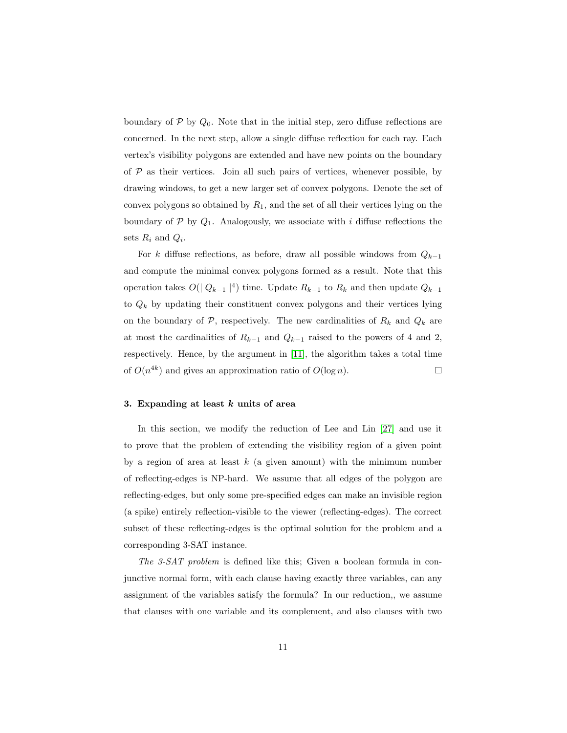boundary of $\mathcal{P}$ by $Q_0$. Note that in the initial step, zero diffuse reflections are concerned. In the next step, allow a single diffuse reflection for each ray. Each vertex's visibility polygons are extended and have new points on the boundary of $\mathcal{P}$ as their vertices. Join all such pairs of vertices, whenever possible, by drawing windows, to get a new larger set of convex polygons. Denote the set of convex polygons so obtained by $R_1$, and the set of all their vertices lying on the boundary of $\mathcal{P}$ by $Q_1$. Analogously, we associate with $i$ diffuse reflections the sets $R_i$ and $Q_i$.

For $k$ diffuse reflections, as before, draw all possible windows from $Q_{k-1}$ and compute the minimal convex polygons formed as a result. Note that this operation takes $O(| Q_{k-1} |^4)$ time. Update $R_{k-1}$ to $R_k$ and then update $Q_{k-1}$ to $Q_k$ by updating their constituent convex polygons and their vertices lying on the boundary of $\mathcal{P}$, respectively. The new cardinalities of $R_k$ and $Q_k$ are at most the cardinalities of $R_{k-1}$ and $Q_{k-1}$ raised to the powers of 4 and 2, respectively. Hence, by the argument in [11], the algorithm takes a total time of $O(n^{4k})$ and gives an approximation ratio of $O(\log n)$. □

## 3. Expanding at least $k$ units of area

In this section, we modify the reduction of Lee and Lin [27] and use it to prove that the problem of extending the visibility region of a given point by a region of area at least $k$ (a given amount) with the minimum number of reflecting-edges is NP-hard. We assume that all edges of the polygon are reflecting-edges, but only some pre-specified edges can make an invisible region (a spike) entirely reflection-visible to the viewer (reflecting-edges). The correct subset of these reflecting-edges is the optimal solution for the problem and a corresponding 3-SAT instance.

*The 3-SAT problem* is defined like this; Given a boolean formula in conjunctive normal form, with each clause having exactly three variables, can any assignment of the variables satisfy the formula? In our reduction,, we assume that clauses with one variable and its complement, and also clauses with two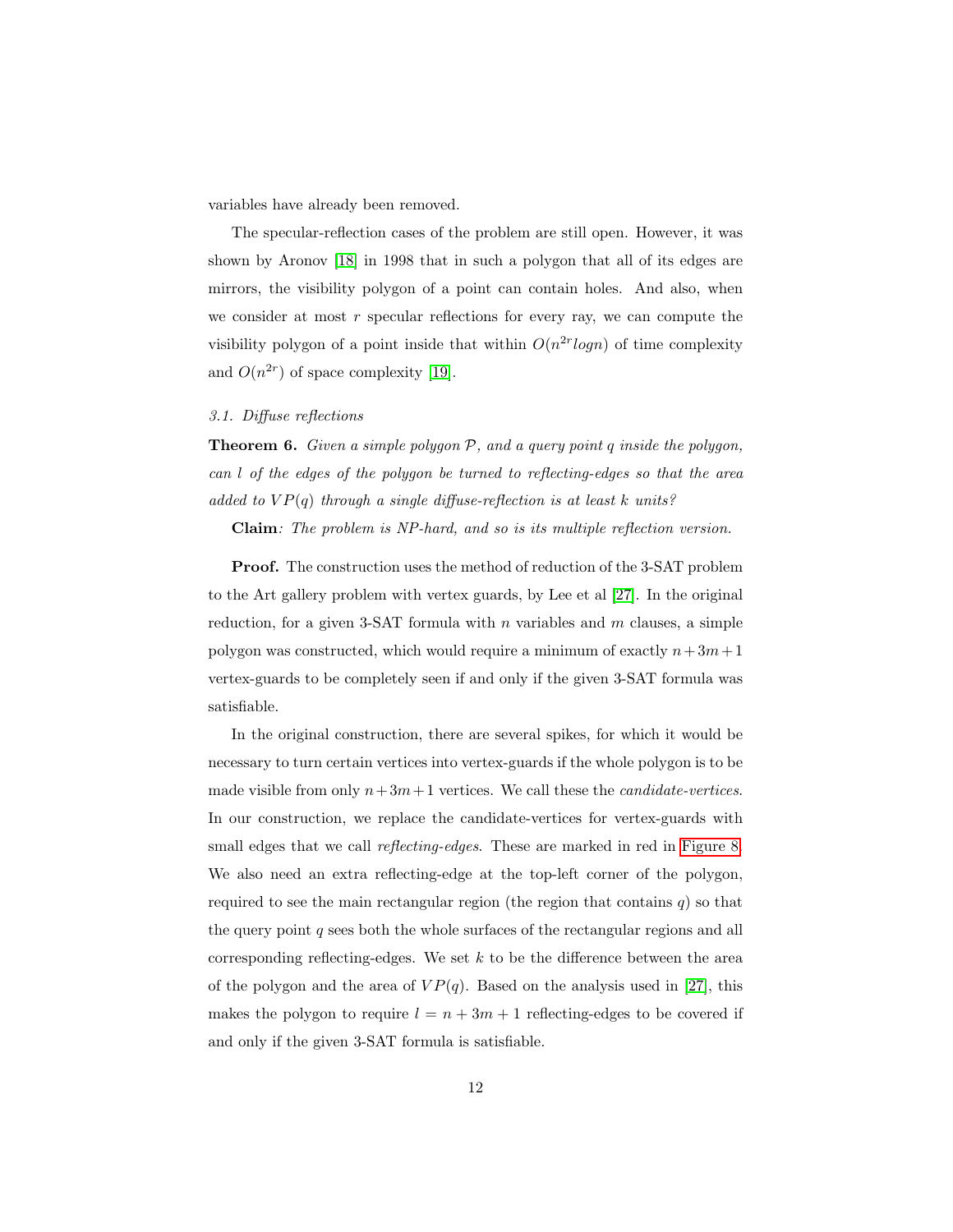variables have already been removed.

The specular-reflection cases of the problem are still open. However, it was shown by Aronov [18] in 1998 that in such a polygon that all of its edges are mirrors, the visibility polygon of a point can contain holes. And also, when we consider at most $r$ specular reflections for every ray, we can compute the visibility polygon of a point inside that within $O(n^{2r} logn)$ of time complexity and $O(n^{2r})$ of space complexity [19].

### 3.1. Diffuse reflections

**Theorem 6.** *Given a simple polygon $\mathcal{P}$, and a query point $q$ inside the polygon, can $l$ of the edges of the polygon be turned to reflecting-edges so that the area added to $VP(q)$ through a single diffuse-reflection is at least $k$ units?*

**Claim***: The problem is NP-hard, and so is its multiple reflection version.*

**Proof.** The construction uses the method of reduction of the 3-SAT problem to the Art gallery problem with vertex guards, by Lee et al [27]. In the original reduction, for a given 3-SAT formula with $n$ variables and $m$ clauses, a simple polygon was constructed, which would require a minimum of exactly $n+3m+1$ vertex-guards to be completely seen if and only if the given 3-SAT formula was satisfiable.

In the original construction, there are several spikes, for which it would be necessary to turn certain vertices into vertex-guards if the whole polygon is to be made visible from only $n+3m+1$ vertices. We call these the *candidate-vertices*. In our construction, we replace the candidate-vertices for vertex-guards with small edges that we call *reflecting-edges*. These are marked in red in Figure 8. We also need an extra reflecting-edge at the top-left corner of the polygon, required to see the main rectangular region (the region that contains $q$) so that the query point $q$ sees both the whole surfaces of the rectangular regions and all corresponding reflecting-edges. We set $k$ to be the difference between the area of the polygon and the area of $VP(q)$. Based on the analysis used in [27], this makes the polygon to require $l = n + 3m + 1$ reflecting-edges to be covered if and only if the given 3-SAT formula is satisfiable.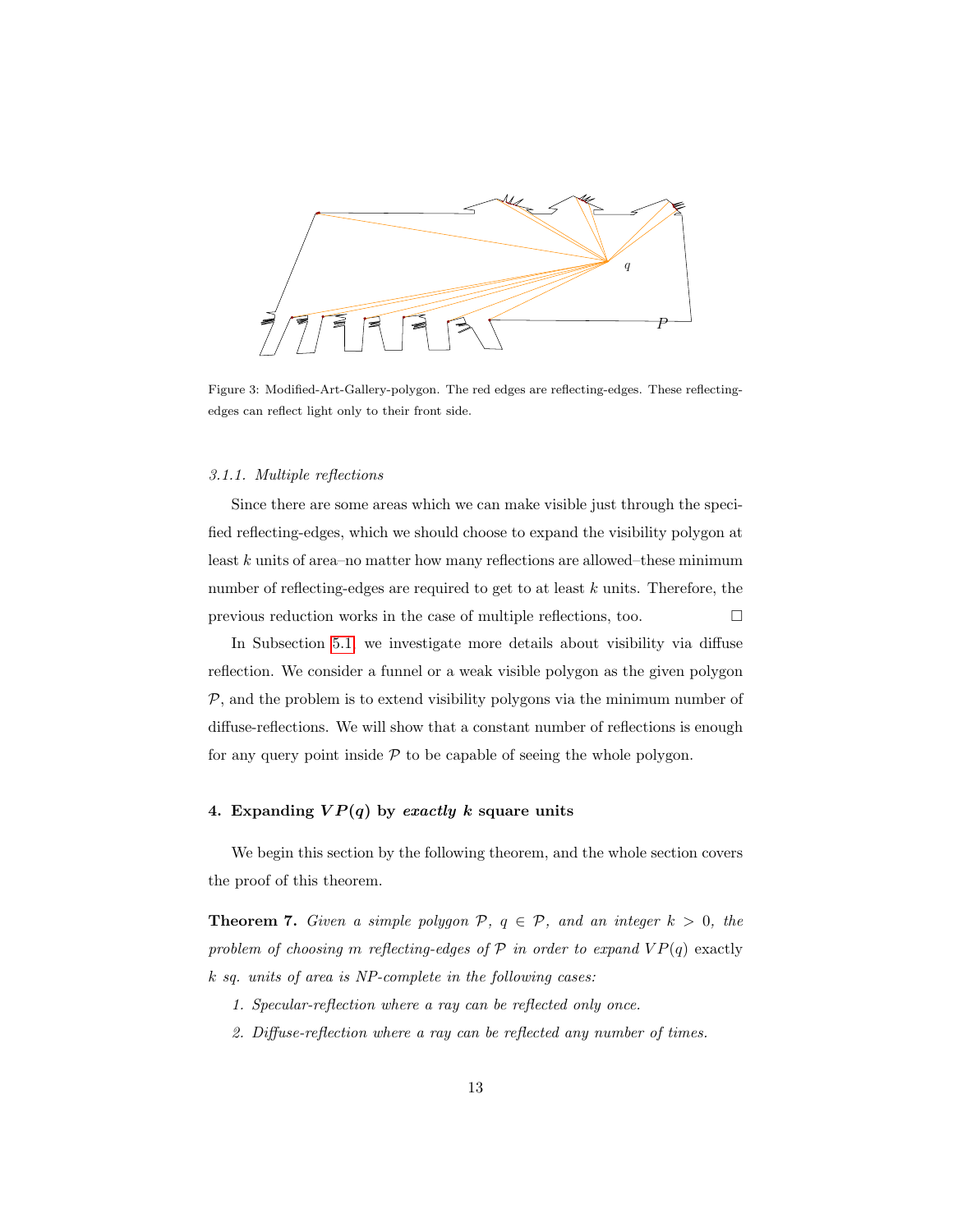Figure 3: Modified-Art-Gallery-polygon. The red edges are reflecting-edges. These reflecting-edges can reflect light only to their front side.

*3.1.1. Multiple reflections*

Since there are some areas which we can make visible just through the specified reflecting-edges, which we should choose to expand the visibility polygon at least $k$ units of area–no matter how many reflections are allowed–these minimum number of reflecting-edges are required to get to at least $k$ units. Therefore, the previous reduction works in the case of multiple reflections, too. □

In Subsection 5.1, we investigate more details about visibility via diffuse reflection. We consider a funnel or a weak visible polygon as the given polygon $\mathcal{P}$, and the problem is to extend visibility polygons via the minimum number of diffuse-reflections. We will show that a constant number of reflections is enough for any query point inside $\mathcal{P}$ to be capable of seeing the whole polygon.

## 4. Expanding $VP(q)$ by *exactly* $k$ square units

We begin this section by the following theorem, and the whole section covers the proof of this theorem.

**Theorem 7.** *Given a simple polygon $\mathcal{P}$, $q \in \mathcal{P}$, and an integer $k > 0$, the problem of choosing $m$ reflecting-edges of $\mathcal{P}$ in order to expand $VP(q)$* exactly *$k$ sq. units of area is NP-complete in the following cases:*

1. *Specular-reflection where a ray can be reflected only once.*
2. *Diffuse-reflection where a ray can be reflected any number of times.*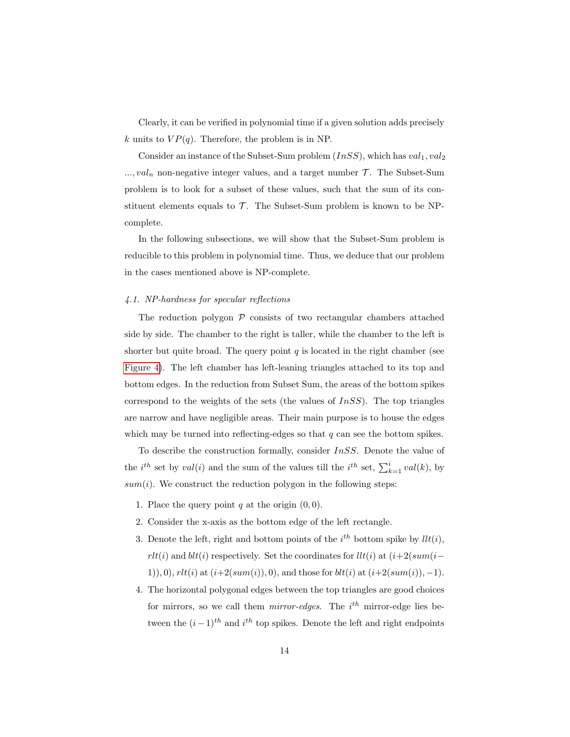Clearly, it can be verified in polynomial time if a given solution adds precisely $k$ units to $VP(q)$. Therefore, the problem is in NP.

Consider an instance of the Subset-Sum problem ($InSS$), which has $val_1, val_2$ $..., val_n$ non-negative integer values, and a target number $\mathcal{T}$. The Subset-Sum problem is to look for a subset of these values, such that the sum of its constituent elements equals to $\mathcal{T}$. The Subset-Sum problem is known to be NP-complete.

In the following subsections, we will show that the Subset-Sum problem is reducible to this problem in polynomial time. Thus, we deduce that our problem in the cases mentioned above is NP-complete.

### *4.1. NP-hardness for specular reflections*

The reduction polygon $\mathcal{P}$ consists of two rectangular chambers attached side by side. The chamber to the right is taller, while the chamber to the left is shorter but quite broad. The query point $q$ is located in the right chamber (see Figure 4). The left chamber has left-leaning triangles attached to its top and bottom edges. In the reduction from Subset Sum, the areas of the bottom spikes correspond to the weights of the sets (the values of $InSS$). The top triangles are narrow and have negligible areas. Their main purpose is to house the edges which may be turned into reflecting-edges so that $q$ can see the bottom spikes.

To describe the construction formally, consider $InSS$. Denote the value of the $i^{th}$ set by $val(i)$ and the sum of the values till the $i^{th}$ set, $\sum_{k=1}^{i} val(k)$, by $sum(i)$. We construct the reduction polygon in the following steps:

1. Place the query point $q$ at the origin $(0, 0)$.
2. Consider the x-axis as the bottom edge of the left rectangle.
3. Denote the left, right and bottom points of the $i^{th}$ bottom spike by $llt(i)$, $rlt(i)$ and $blt(i)$ respectively. Set the coordinates for $llt(i)$ at $(i+2(sum(i-1)), 0)$, $rlt(i)$ at $(i+2(sum(i)), 0)$, and those for $blt(i)$ at $(i+2(sum(i)), -1)$.
4. The horizontal polygonal edges between the top triangles are good choices for mirrors, so we call them *mirror-edges*. The $i^{th}$ mirror-edge lies between the $(i-1)^{th}$ and $i^{th}$ top spikes. Denote the left and right endpoints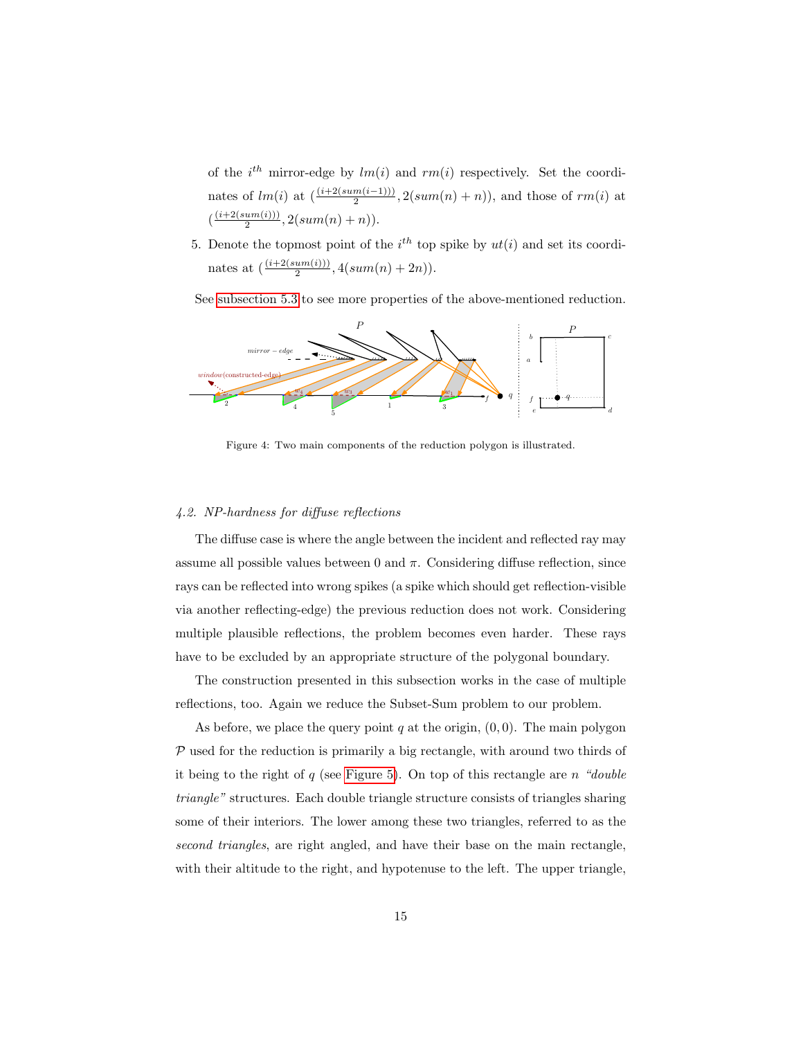of the $i^{th}$ mirror-edge by $lm(i)$ and $rm(i)$ respectively. Set the coordinates of $lm(i)$ at $(\frac{(i+2(sum(i-1)))}{2}, 2(sum(n)+n))$, and those of $rm(i)$ at $(\frac{(i+2(sum(i)))}{2}, 2(sum(n)+n))$.

5. Denote the topmost point of the $i^{th}$ top spike by $ut(i)$ and set its coordinates at $(\frac{(i+2(sum(i)))}{2}, 4(sum(n)+2n))$.

See subsection 5.3 to see more properties of the above-mentioned reduction.

Figure 4: Two main components of the reduction polygon is illustrated.

### 4.2. NP-hardness for diffuse reflections

The diffuse case is where the angle between the incident and reflected ray may assume all possible values between 0 and $\pi$. Considering diffuse reflection, since rays can be reflected into wrong spikes (a spike which should get reflection-visible via another reflecting-edge) the previous reduction does not work. Considering multiple plausible reflections, the problem becomes even harder. These rays have to be excluded by an appropriate structure of the polygonal boundary.

The construction presented in this subsection works in the case of multiple reflections, too. Again we reduce the Subset-Sum problem to our problem.

As before, we place the query point $q$ at the origin, $(0, 0)$. The main polygon $\mathcal{P}$ used for the reduction is primarily a big rectangle, with around two thirds of it being to the right of $q$ (see Figure 5). On top of this rectangle are $n$ *"double triangle"* structures. Each double triangle structure consists of triangles sharing some of their interiors. The lower among these two triangles, referred to as the *second triangles*, are right angled, and have their base on the main rectangle, with their altitude to the right, and hypotenuse to the left. The upper triangle,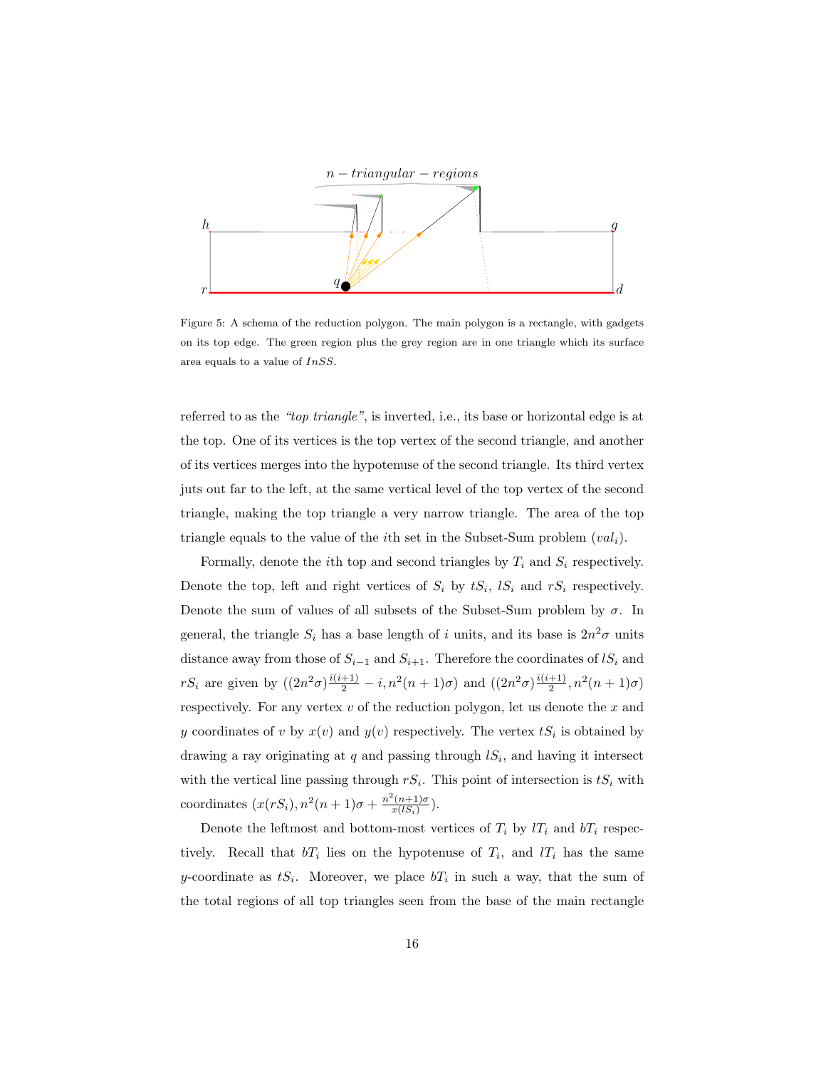Figure 5: A schema of the reduction polygon. The main polygon is a rectangle, with gadgets on its top edge. The green region plus the grey region are in one triangle which its surface area equals to a value of $InSS$.

referred to as the *"top triangle"*, is inverted, i.e., its base or horizontal edge is at the top. One of its vertices is the top vertex of the second triangle, and another of its vertices merges into the hypotenuse of the second triangle. Its third vertex juts out far to the left, at the same vertical level of the top vertex of the second triangle, making the top triangle a very narrow triangle. The area of the top triangle equals to the value of the $i$th set in the Subset-Sum problem ($val_i$).

Formally, denote the $i$th top and second triangles by $T_i$ and $S_i$ respectively. Denote the top, left and right vertices of $S_i$ by $tS_i$, $lS_i$ and $rS_i$ respectively. Denote the sum of values of all subsets of the Subset-Sum problem by $\sigma$. In general, the triangle $S_i$ has a base length of $i$ units, and its base is $2n^2\sigma$ units distance away from those of $S_{i-1}$ and $S_{i+1}$. Therefore the coordinates of $lS_i$ and $rS_i$ are given by $((2n^2\sigma)\frac{i(i+1)}{2} - i, n^2(n+1)\sigma)$ and $((2n^2\sigma)\frac{i(i+1)}{2}, n^2(n+1)\sigma)$ respectively. For any vertex $v$ of the reduction polygon, let us denote the $x$ and $y$ coordinates of $v$ by $x(v)$ and $y(v)$ respectively. The vertex $tS_i$ is obtained by drawing a ray originating at $q$ and passing through $lS_i$, and having it intersect with the vertical line passing through $rS_i$. This point of intersection is $tS_i$ with coordinates $(x(rS_i), n^2(n+1)\sigma + \frac{n^2(n+1)\sigma}{x(lS_i)})$.

Denote the leftmost and bottom-most vertices of $T_i$ by $lT_i$ and $bT_i$ respectively. Recall that $bT_i$ lies on the hypotenuse of $T_i$, and $lT_i$ has the same $y$-coordinate as $tS_i$. Moreover, we place $bT_i$ in such a way, that the sum of the total regions of all top triangles seen from the base of the main rectangle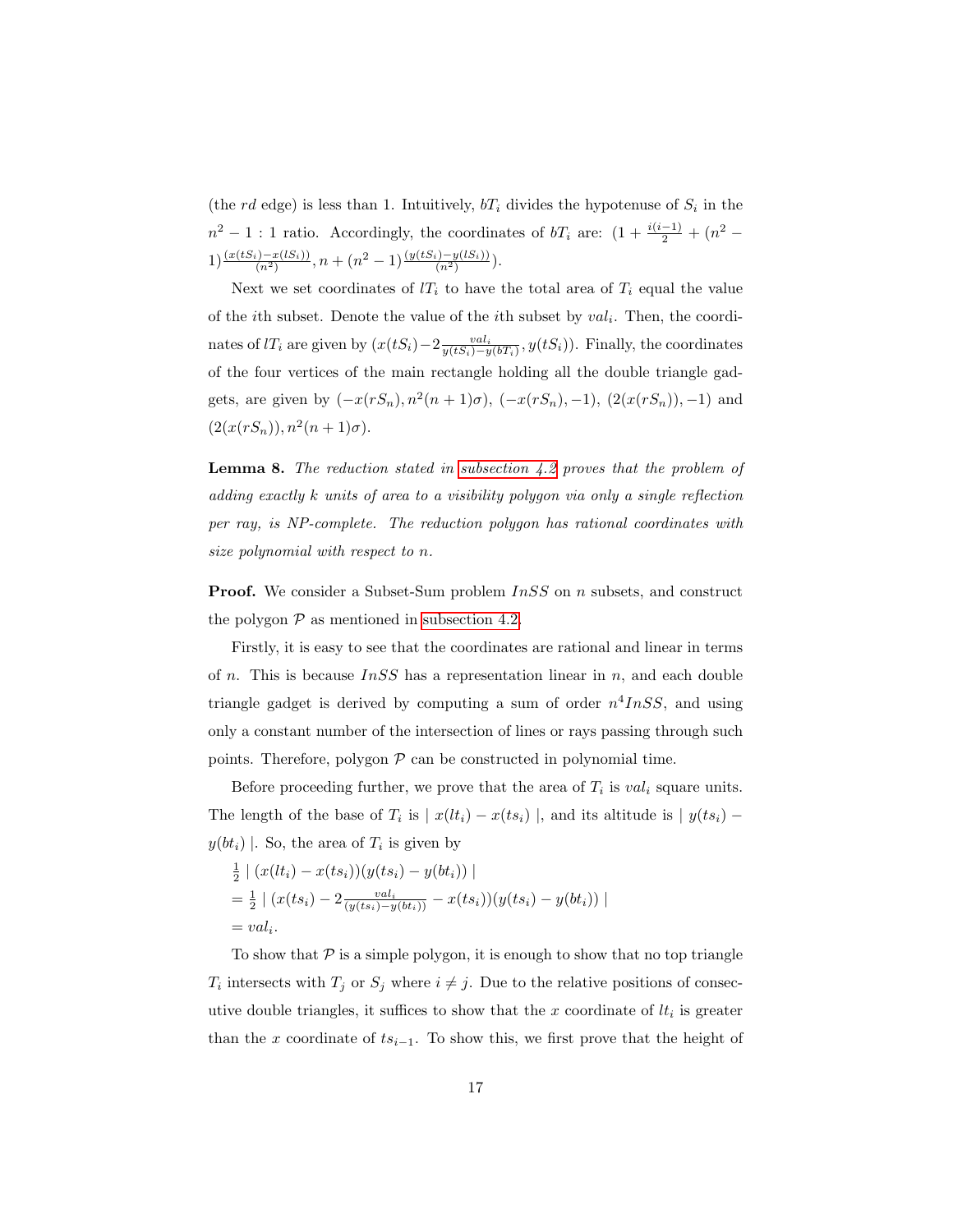(the $rd$ edge) is less than 1. Intuitively, $bT_i$ divides the hypotenuse of $S_i$ in the $n^2 - 1 : 1$ ratio. Accordingly, the coordinates of $bT_i$ are: $(1 + \frac{i(i-1)}{2} + (n^2 - 1)\frac{(x(tS_i) - x(lS_i))}{(n^2)}, n + (n^2 - 1)\frac{(y(tS_i) - y(lS_i))}{(n^2)})$.

Next we set coordinates of $lT_i$ to have the total area of $T_i$ equal the value of the $i$th subset. Denote the value of the $i$th subset by $val_i$. Then, the coordinates of $lT_i$ are given by $(x(tS_i) - 2\frac{val_i}{y(tS_i) - y(bT_i)}, y(tS_i))$. Finally, the coordinates of the four vertices of the main rectangle holding all the double triangle gadgets, are given by $(-x(rS_n), n^2(n+1)\sigma)$, $(-x(rS_n), -1)$, $(2(x(rS_n)), -1)$ and $(2(x(rS_n)), n^2(n+1)\sigma)$.

**Lemma 8.** *The reduction stated in subsection 4.2 proves that the problem of adding exactly k units of area to a visibility polygon via only a single reflection per ray, is NP-complete. The reduction polygon has rational coordinates with size polynomial with respect to n.*

**Proof.** We consider a Subset-Sum problem $InSS$ on $n$ subsets, and construct the polygon $\mathcal{P}$ as mentioned in subsection 4.2.

Firstly, it is easy to see that the coordinates are rational and linear in terms of $n$. This is because $InSS$ has a representation linear in $n$, and each double triangle gadget is derived by computing a sum of order $n^4 InSS$, and using only a constant number of the intersection of lines or rays passing through such points. Therefore, polygon $\mathcal{P}$ can be constructed in polynomial time.

Before proceeding further, we prove that the area of $T_i$ is $val_i$ square units. The length of the base of $T_i$ is $\mid x(lt_i) - x(ts_i) \mid$, and its altitude is $\mid y(ts_i) - y(bt_i) \mid$. So, the area of $T_i$ is given by

$$\begin{aligned}
&\tfrac{1}{2} \mid (x(lt_i) - x(ts_i))(y(ts_i) - y(bt_i)) \mid \\
&= \tfrac{1}{2} \mid (x(ts_i) - 2\tfrac{val_i}{(y(ts_i) - y(bt_i))} - x(ts_i))(y(ts_i) - y(bt_i)) \mid \\
&= val_i.
\end{aligned}$$

To show that $\mathcal{P}$ is a simple polygon, it is enough to show that no top triangle $T_i$ intersects with $T_j$ or $S_j$ where $i \neq j$. Due to the relative positions of consecutive double triangles, it suffices to show that the $x$ coordinate of $lt_i$ is greater than the $x$ coordinate of $ts_{i-1}$. To show this, we first prove that the height of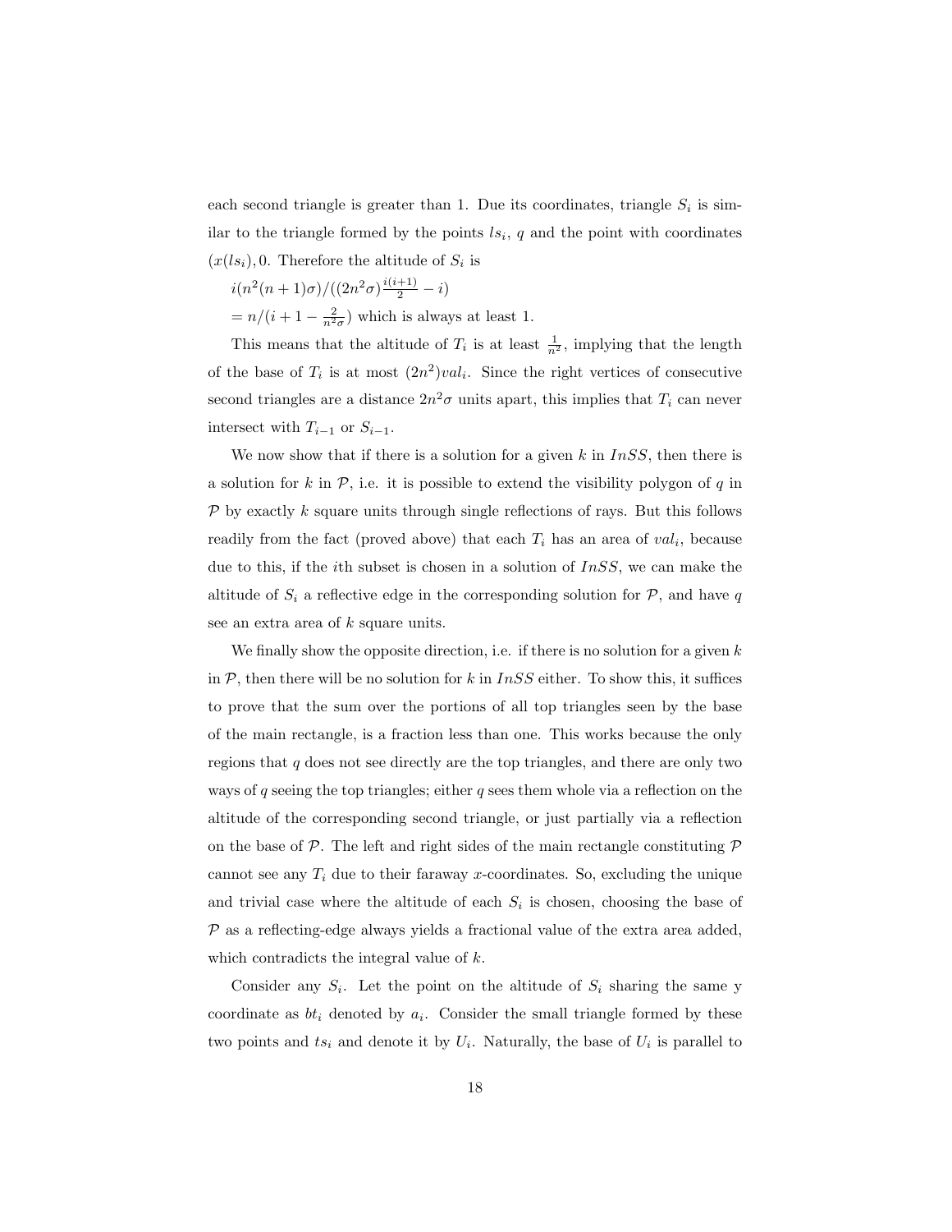each second triangle is greater than 1. Due its coordinates, triangle $S_i$ is similar to the triangle formed by the points $ls_i$, $q$ and the point with coordinates $(x(ls_i), 0$. Therefore the altitude of $S_i$ is

$i(n^2(n+1)\sigma)/((2n^2\sigma)\frac{i(i+1)}{2} - i)$

$= n/(i + 1 - \frac{2}{n^2\sigma})$ which is always at least 1.

This means that the altitude of $T_i$ is at least $\frac{1}{n^2}$, implying that the length of the base of $T_i$ is at most $(2n^2)val_i$. Since the right vertices of consecutive second triangles are a distance $2n^2\sigma$ units apart, this implies that $T_i$ can never intersect with $T_{i-1}$ or $S_{i-1}$.

We now show that if there is a solution for a given $k$ in $InSS$, then there is a solution for $k$ in $\mathcal{P}$, i.e. it is possible to extend the visibility polygon of $q$ in $\mathcal{P}$ by exactly $k$ square units through single reflections of rays. But this follows readily from the fact (proved above) that each $T_i$ has an area of $val_i$, because due to this, if the $i$th subset is chosen in a solution of $InSS$, we can make the altitude of $S_i$ a reflective edge in the corresponding solution for $\mathcal{P}$, and have $q$ see an extra area of $k$ square units.

We finally show the opposite direction, i.e. if there is no solution for a given $k$ in $\mathcal{P}$, then there will be no solution for $k$ in $InSS$ either. To show this, it suffices to prove that the sum over the portions of all top triangles seen by the base of the main rectangle, is a fraction less than one. This works because the only regions that $q$ does not see directly are the top triangles, and there are only two ways of $q$ seeing the top triangles; either $q$ sees them whole via a reflection on the altitude of the corresponding second triangle, or just partially via a reflection on the base of $\mathcal{P}$. The left and right sides of the main rectangle constituting $\mathcal{P}$ cannot see any $T_i$ due to their faraway $x$-coordinates. So, excluding the unique and trivial case where the altitude of each $S_i$ is chosen, choosing the base of $\mathcal{P}$ as a reflecting-edge always yields a fractional value of the extra area added, which contradicts the integral value of $k$.

Consider any $S_i$. Let the point on the altitude of $S_i$ sharing the same y coordinate as $bt_i$ denoted by $a_i$. Consider the small triangle formed by these two points and $ts_i$ and denote it by $U_i$. Naturally, the base of $U_i$ is parallel to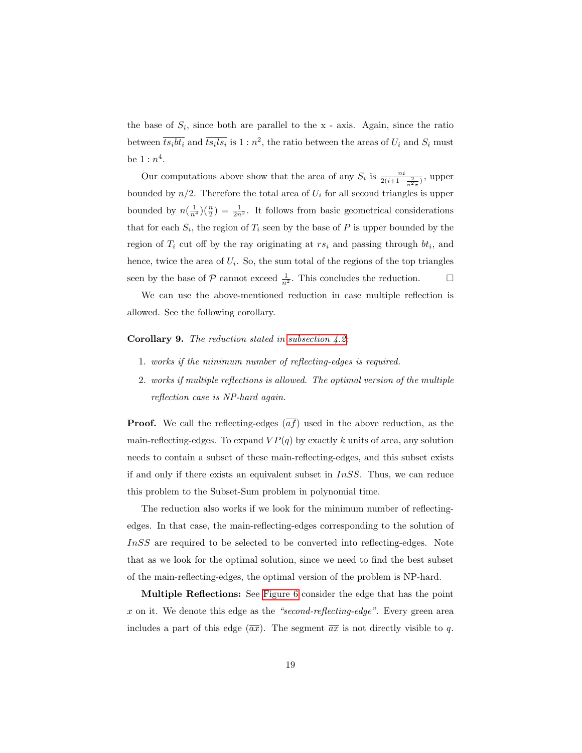the base of $S_i$, since both are parallel to the x - axis. Again, since the ratio between $\overline{ts_i bt_i}$ and $\overline{ts_i ls_i}$ is $1 : n^2$, the ratio between the areas of $U_i$ and $S_i$ must be $1 : n^4$.

Our computations above show that the area of any $S_i$ is $\frac{ni}{2(i+1-\frac{2}{n^2\sigma})}$, upper bounded by $n/2$. Therefore the total area of $U_i$ for all second triangles is upper bounded by $n(\frac{1}{n^4})(\frac{n}{2}) = \frac{1}{2n^2}$. It follows from basic geometrical considerations that for each $S_i$, the region of $T_i$ seen by the base of $P$ is upper bounded by the region of $T_i$ cut off by the ray originating at $rs_i$ and passing through $bt_i$, and hence, twice the area of $U_i$. So, the sum total of the regions of the top triangles seen by the base of $\mathcal{P}$ cannot exceed $\frac{1}{n^2}$. This concludes the reduction. $\square$

We can use the above-mentioned reduction in case multiple reflection is allowed. See the following corollary.

**Corollary 9.** *The reduction stated in subsection 4.2:*

1. *works if the minimum number of reflecting-edges is required.*
2. *works if multiple reflections is allowed. The optimal version of the multiple reflection case is NP-hard again.*

**Proof.** We call the reflecting-edges ($\overline{af}$) used in the above reduction, as the main-reflecting-edges. To expand $VP(q)$ by exactly $k$ units of area, any solution needs to contain a subset of these main-reflecting-edges, and this subset exists if and only if there exists an equivalent subset in $InSS$. Thus, we can reduce this problem to the Subset-Sum problem in polynomial time.

The reduction also works if we look for the minimum number of reflecting-edges. In that case, the main-reflecting-edges corresponding to the solution of $InSS$ are required to be selected to be converted into reflecting-edges. Note that as we look for the optimal solution, since we need to find the best subset of the main-reflecting-edges, the optimal version of the problem is NP-hard.

**Multiple Reflections:** See Figure 6 consider the edge that has the point $x$ on it. We denote this edge as the *"second-reflecting-edge"*. Every green area includes a part of this edge ($\overline{ax}$). The segment $\overline{ax}$ is not directly visible to $q$.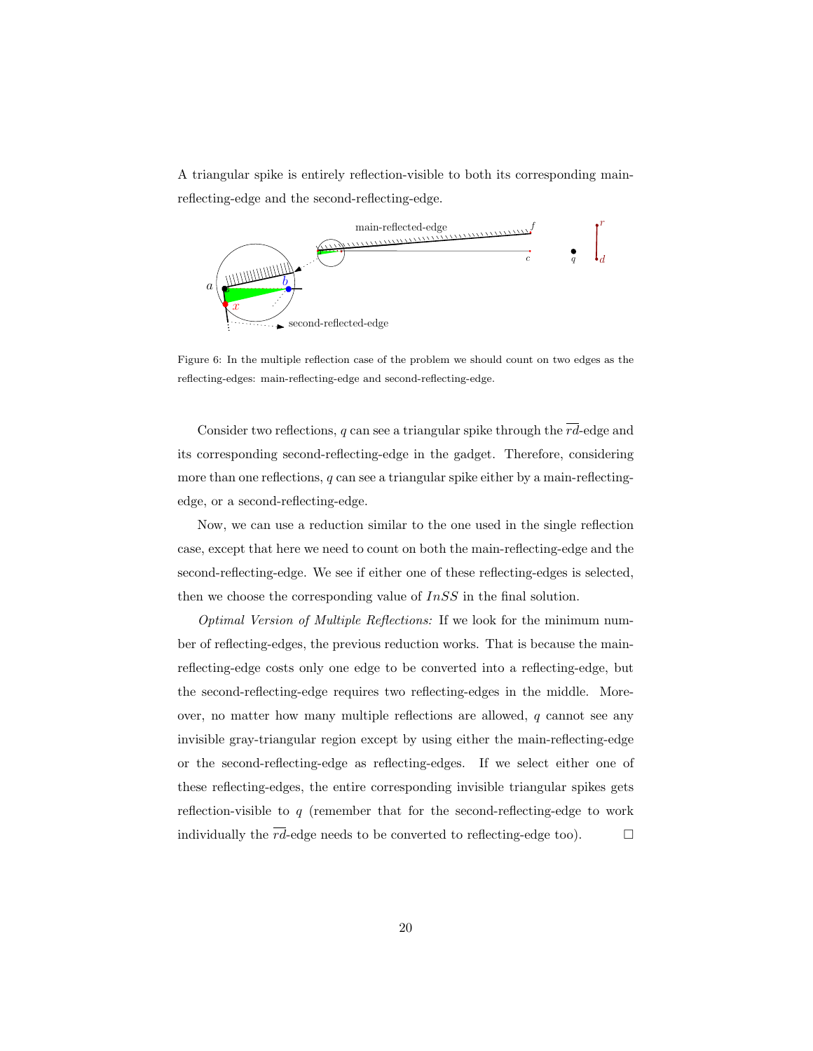A triangular spike is entirely reflection-visible to both its corresponding main-reflecting-edge and the second-reflecting-edge.

Figure 6: In the multiple reflection case of the problem we should count on two edges as the reflecting-edges: main-reflecting-edge and second-reflecting-edge.

Consider two reflections, $q$ can see a triangular spike through the $\overline{rd}$-edge and its corresponding second-reflecting-edge in the gadget. Therefore, considering more than one reflections, $q$ can see a triangular spike either by a main-reflecting-edge, or a second-reflecting-edge.

Now, we can use a reduction similar to the one used in the single reflection case, except that here we need to count on both the main-reflecting-edge and the second-reflecting-edge. We see if either one of these reflecting-edges is selected, then we choose the corresponding value of $InSS$ in the final solution.

*Optimal Version of Multiple Reflections:* If we look for the minimum number of reflecting-edges, the previous reduction works. That is because the main-reflecting-edge costs only one edge to be converted into a reflecting-edge, but the second-reflecting-edge requires two reflecting-edges in the middle. Moreover, no matter how many multiple reflections are allowed, $q$ cannot see any invisible gray-triangular region except by using either the main-reflecting-edge or the second-reflecting-edge as reflecting-edges. If we select either one of these reflecting-edges, the entire corresponding invisible triangular spikes gets reflection-visible to $q$ (remember that for the second-reflecting-edge to work individually the $\overline{rd}$-edge needs to be converted to reflecting-edge too). □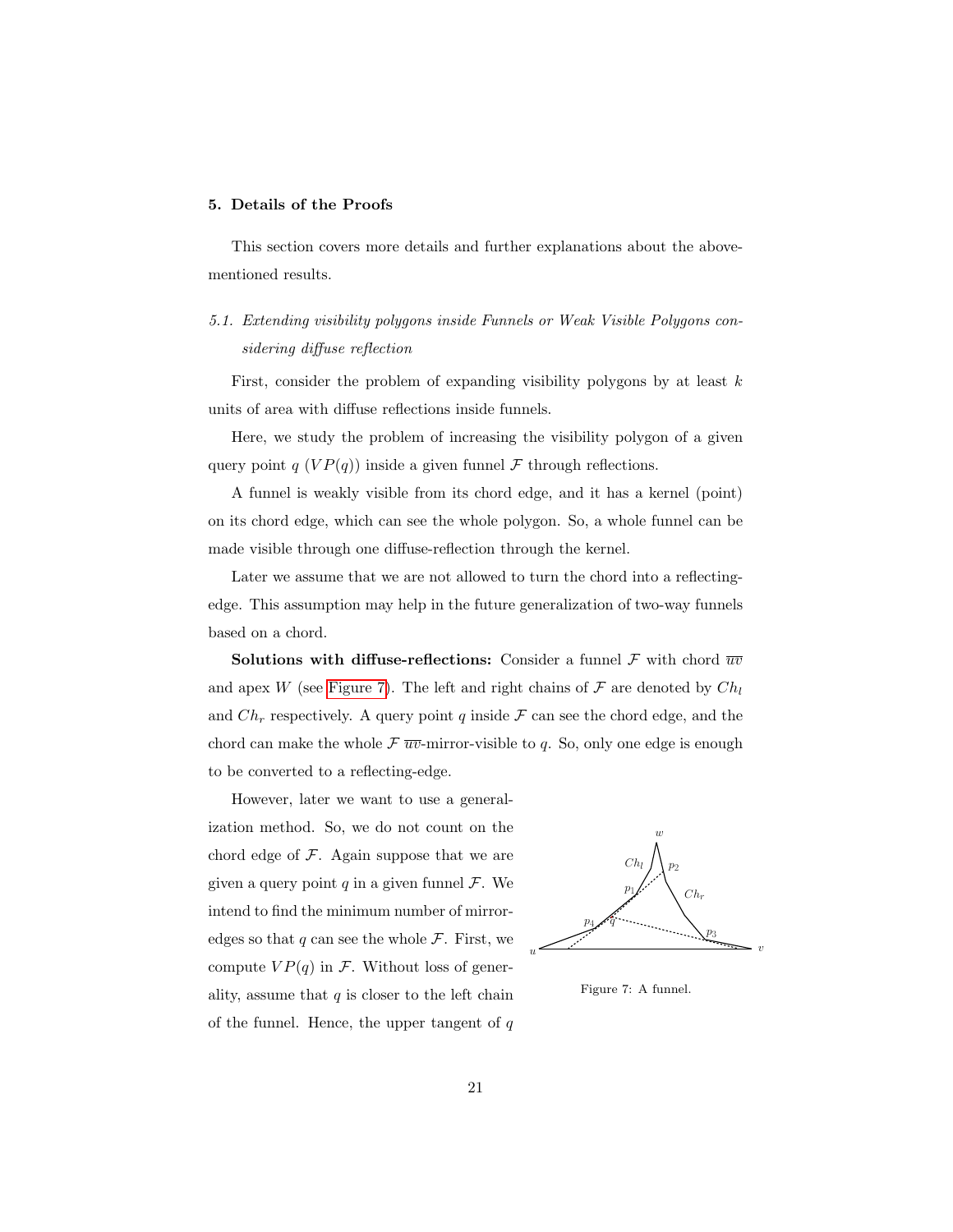## 5. Details of the Proofs

This section covers more details and further explanations about the above-mentioned results.

### 5.1. Extending visibility polygons inside Funnels or Weak Visible Polygons considering diffuse reflection

First, consider the problem of expanding visibility polygons by at least $k$ units of area with diffuse reflections inside funnels.

Here, we study the problem of increasing the visibility polygon of a given query point $q$ ($VP(q)$) inside a given funnel $\mathcal{F}$ through reflections.

A funnel is weakly visible from its chord edge, and it has a kernel (point) on its chord edge, which can see the whole polygon. So, a whole funnel can be made visible through one diffuse-reflection through the kernel.

Later we assume that we are not allowed to turn the chord into a reflecting-edge. This assumption may help in the future generalization of two-way funnels based on a chord.

**Solutions with diffuse-reflections:** Consider a funnel $\mathcal{F}$ with chord $\overline{uv}$ and apex $W$ (see Figure 7). The left and right chains of $\mathcal{F}$ are denoted by $Ch_l$ and $Ch_r$ respectively. A query point $q$ inside $\mathcal{F}$ can see the chord edge, and the chord can make the whole $\mathcal{F}$ $\overline{uv}$-mirror-visible to $q$. So, only one edge is enough to be converted to a reflecting-edge.

However, later we want to use a generalization method. So, we do not count on the chord edge of $\mathcal{F}$. Again suppose that we are given a query point $q$ in a given funnel $\mathcal{F}$. We intend to find the minimum number of mirror-edges so that $q$ can see the whole $\mathcal{F}$. First, we compute $VP(q)$ in $\mathcal{F}$. Without loss of generality, assume that $q$ is closer to the left chain of the funnel. Hence, the upper tangent of $q$

Figure 7: A funnel.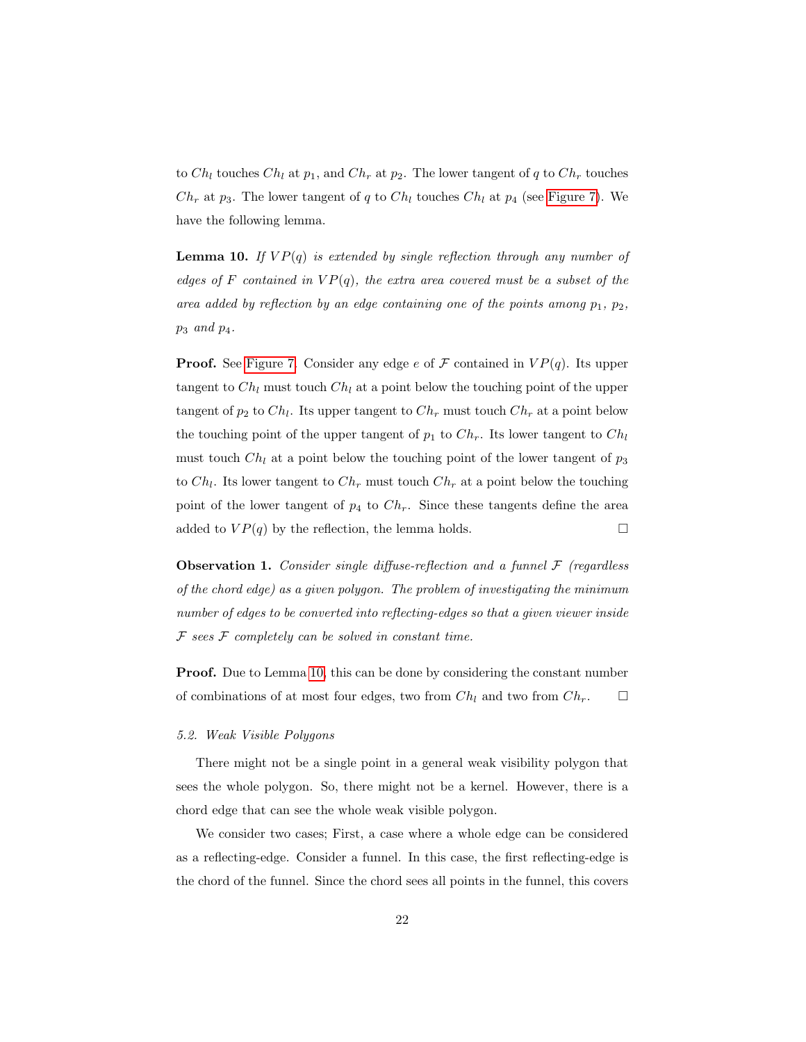to $Ch_l$ touches $Ch_l$ at $p_1$, and $Ch_r$ at $p_2$. The lower tangent of $q$ to $Ch_r$ touches $Ch_r$ at $p_3$. The lower tangent of $q$ to $Ch_l$ touches $Ch_l$ at $p_4$ (see Figure 7). We have the following lemma.

**Lemma 10.** *If $VP(q)$ is extended by single reflection through any number of edges of $F$ contained in $VP(q)$, the extra area covered must be a subset of the area added by reflection by an edge containing one of the points among $p_1$, $p_2$, $p_3$ and $p_4$.*

**Proof.** See Figure 7. Consider any edge $e$ of $\mathcal{F}$ contained in $VP(q)$. Its upper tangent to $Ch_l$ must touch $Ch_l$ at a point below the touching point of the upper tangent of $p_2$ to $Ch_l$. Its upper tangent to $Ch_r$ must touch $Ch_r$ at a point below the touching point of the upper tangent of $p_1$ to $Ch_r$. Its lower tangent to $Ch_l$ must touch $Ch_l$ at a point below the touching point of the lower tangent of $p_3$ to $Ch_l$. Its lower tangent to $Ch_r$ must touch $Ch_r$ at a point below the touching point of the lower tangent of $p_4$ to $Ch_r$. Since these tangents define the area added to $VP(q)$ by the reflection, the lemma holds. □

**Observation 1.** *Consider single diffuse-reflection and a funnel $\mathcal{F}$ (regardless of the chord edge) as a given polygon. The problem of investigating the minimum number of edges to be converted into reflecting-edges so that a given viewer inside $\mathcal{F}$ sees $\mathcal{F}$ completely can be solved in constant time.*

**Proof.** Due to Lemma 10, this can be done by considering the constant number of combinations of at most four edges, two from $Ch_l$ and two from $Ch_r$. □

*5.2. Weak Visible Polygons*

There might not be a single point in a general weak visibility polygon that sees the whole polygon. So, there might not be a kernel. However, there is a chord edge that can see the whole weak visible polygon.

We consider two cases; First, a case where a whole edge can be considered as a reflecting-edge. Consider a funnel. In this case, the first reflecting-edge is the chord of the funnel. Since the chord sees all points in the funnel, this covers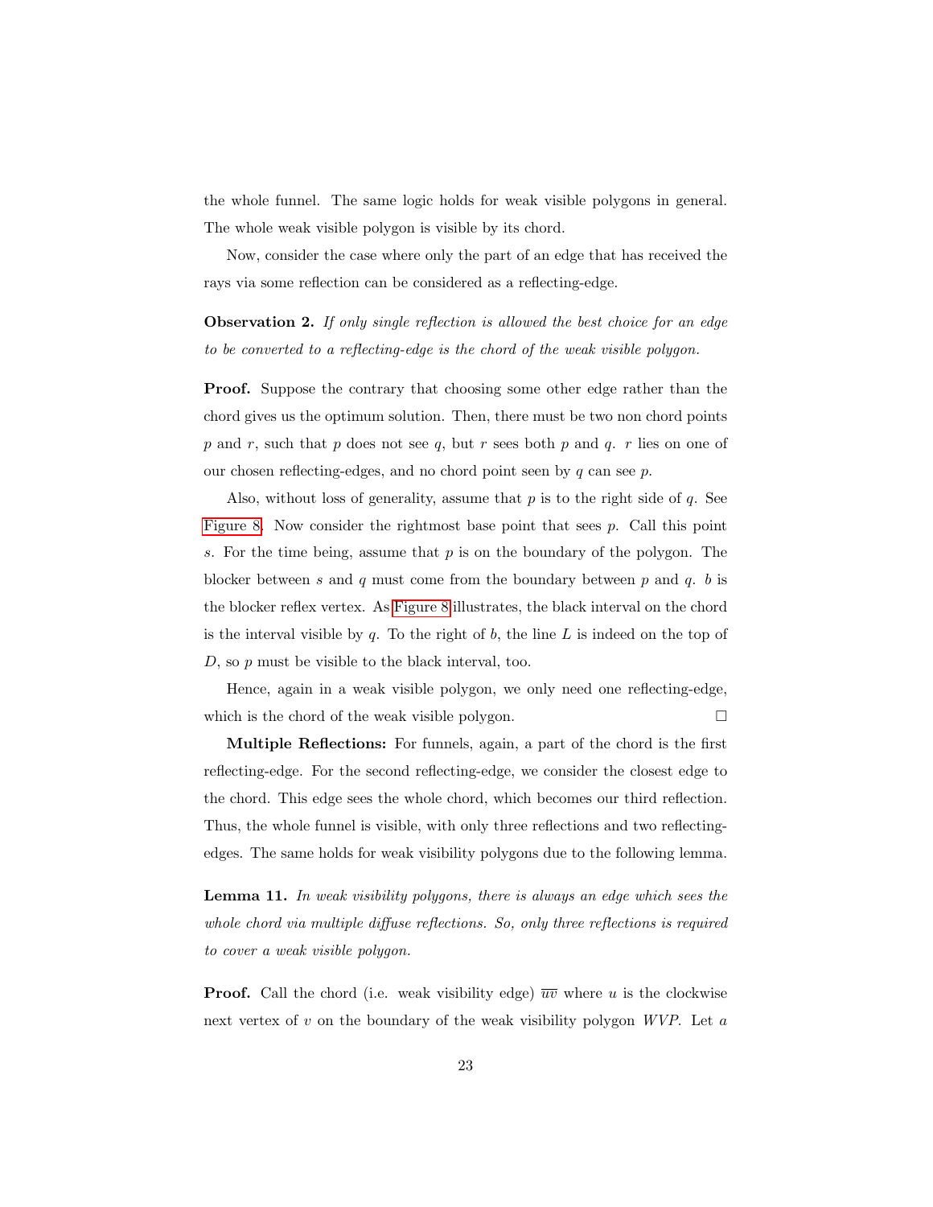the whole funnel. The same logic holds for weak visible polygons in general. The whole weak visible polygon is visible by its chord.

Now, consider the case where only the part of an edge that has received the rays via some reflection can be considered as a reflecting-edge.

**Observation 2.** *If only single reflection is allowed the best choice for an edge to be converted to a reflecting-edge is the chord of the weak visible polygon.*

**Proof.** Suppose the contrary that choosing some other edge rather than the chord gives us the optimum solution. Then, there must be two non chord points $p$ and $r$, such that $p$ does not see $q$, but $r$ sees both $p$ and $q$. $r$ lies on one of our chosen reflecting-edges, and no chord point seen by $q$ can see $p$.

Also, without loss of generality, assume that $p$ is to the right side of $q$. See Figure 8. Now consider the rightmost base point that sees $p$. Call this point $s$. For the time being, assume that $p$ is on the boundary of the polygon. The blocker between $s$ and $q$ must come from the boundary between $p$ and $q$. $b$ is the blocker reflex vertex. As Figure 8 illustrates, the black interval on the chord is the interval visible by $q$. To the right of $b$, the line $L$ is indeed on the top of $D$, so $p$ must be visible to the black interval, too.

Hence, again in a weak visible polygon, we only need one reflecting-edge, which is the chord of the weak visible polygon. □

**Multiple Reflections:** For funnels, again, a part of the chord is the first reflecting-edge. For the second reflecting-edge, we consider the closest edge to the chord. This edge sees the whole chord, which becomes our third reflection. Thus, the whole funnel is visible, with only three reflections and two reflecting-edges. The same holds for weak visibility polygons due to the following lemma.

**Lemma 11.** *In weak visibility polygons, there is always an edge which sees the whole chord via multiple diffuse reflections. So, only three reflections is required to cover a weak visible polygon.*

**Proof.** Call the chord (i.e. weak visibility edge) $\overline{uv}$ where $u$ is the clockwise next vertex of $v$ on the boundary of the weak visibility polygon $WVP$. Let $a$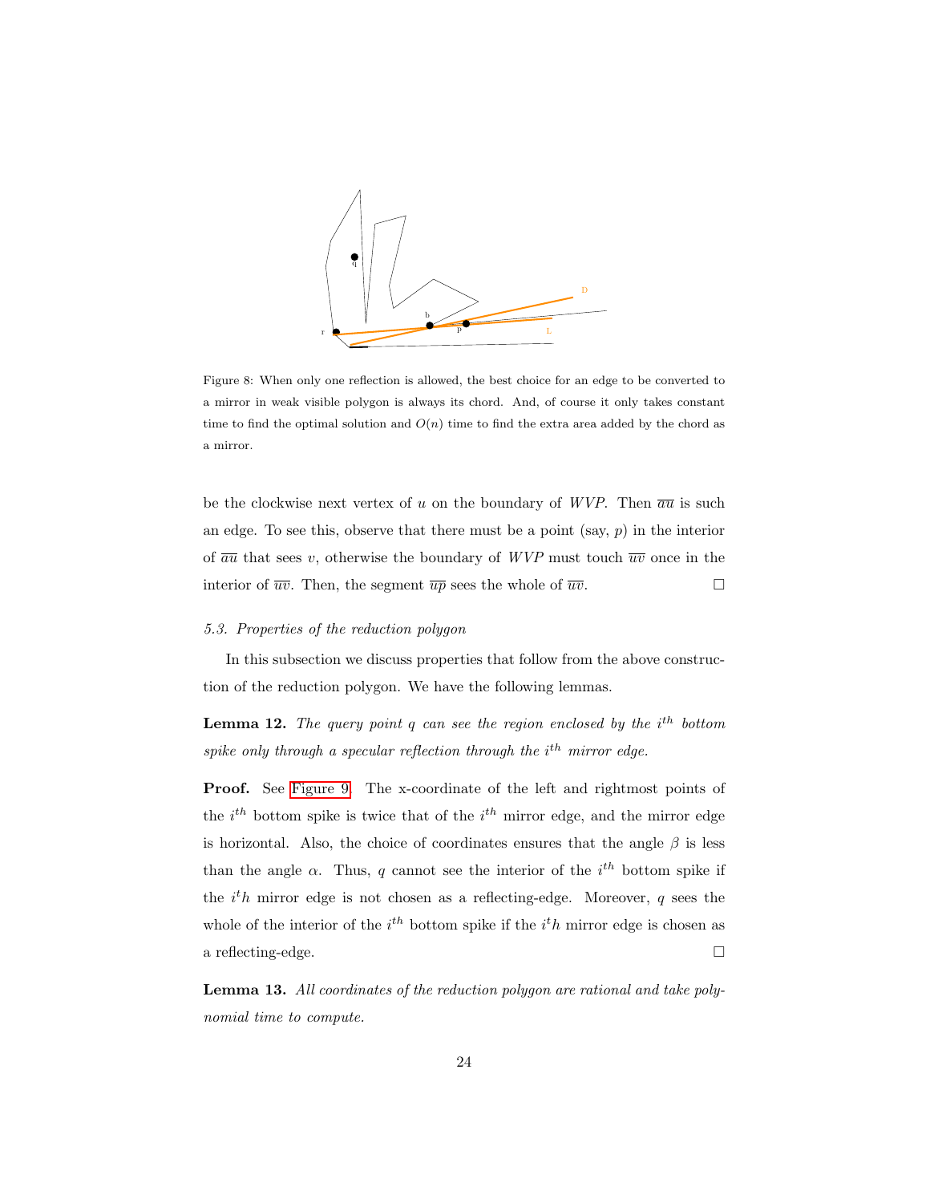Figure 8: When only one reflection is allowed, the best choice for an edge to be converted to a mirror in weak visible polygon is always its chord. And, of course it only takes constant time to find the optimal solution and $O(n)$ time to find the extra area added by the chord as a mirror.

be the clockwise next vertex of $u$ on the boundary of $WVP$. Then $\overline{au}$ is such an edge. To see this, observe that there must be a point (say, $p$) in the interior of $\overline{au}$ that sees $v$, otherwise the boundary of $WVP$ must touch $\overline{uv}$ once in the interior of $\overline{uv}$. Then, the segment $\overline{up}$ sees the whole of $\overline{uv}$. □

### 5.3. Properties of the reduction polygon

In this subsection we discuss properties that follow from the above construction of the reduction polygon. We have the following lemmas.

**Lemma 12.** *The query point $q$ can see the region enclosed by the $i^{th}$ bottom spike only through a specular reflection through the $i^{th}$ mirror edge.*

**Proof.** See Figure 9. The x-coordinate of the left and rightmost points of the $i^{th}$ bottom spike is twice that of the $i^{th}$ mirror edge, and the mirror edge is horizontal. Also, the choice of coordinates ensures that the angle $\beta$ is less than the angle $\alpha$. Thus, $q$ cannot see the interior of the $i^{th}$ bottom spike if the $i^th$ mirror edge is not chosen as a reflecting-edge. Moreover, $q$ sees the whole of the interior of the $i^{th}$ bottom spike if the $i^th$ mirror edge is chosen as a reflecting-edge. □

**Lemma 13.** *All coordinates of the reduction polygon are rational and take polynomial time to compute.*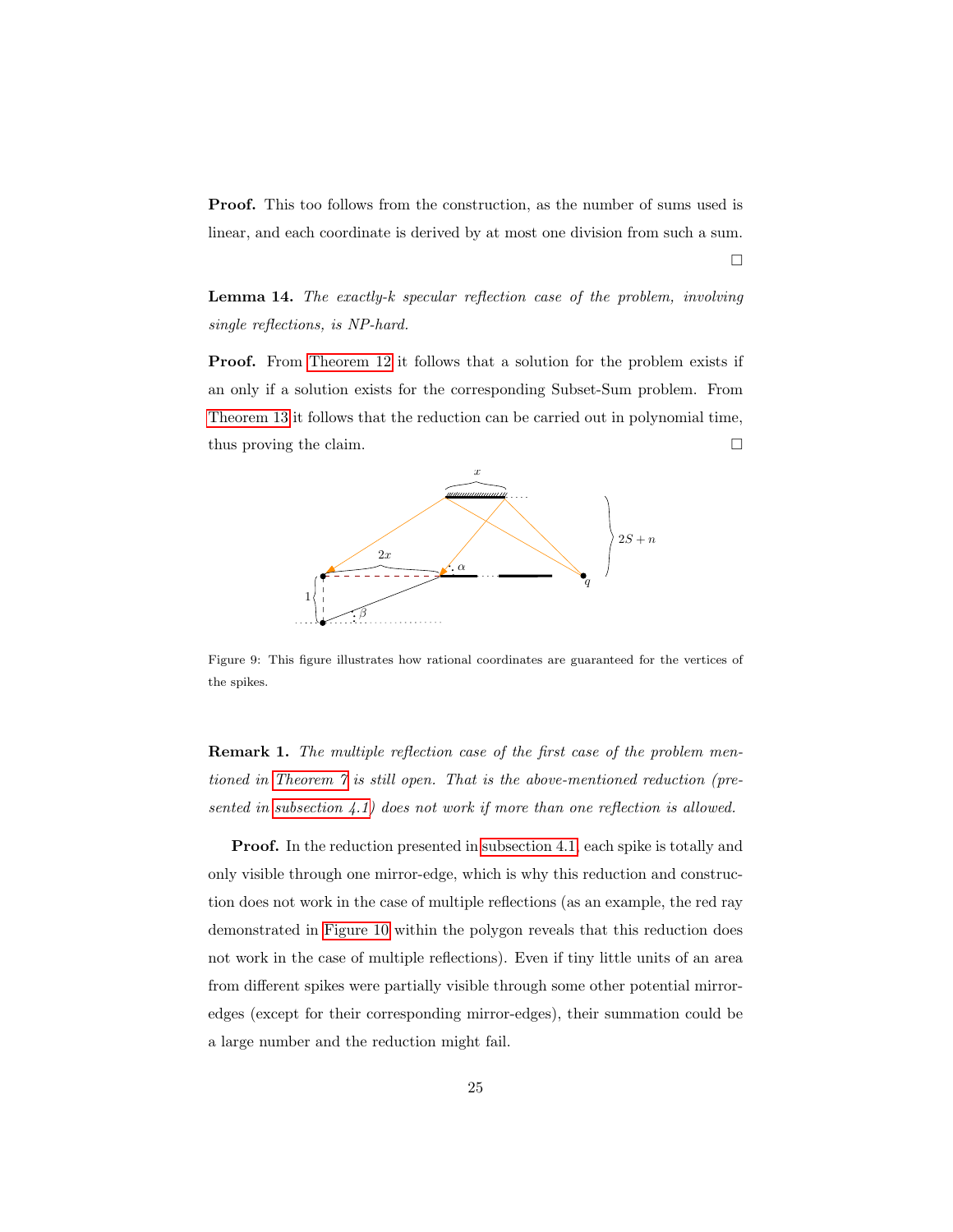**Proof.** This too follows from the construction, as the number of sums used is linear, and each coordinate is derived by at most one division from such a sum. □

**Lemma 14.** *The exactly-k specular reflection case of the problem, involving single reflections, is NP-hard.*

**Proof.** From Theorem 12 it follows that a solution for the problem exists if an only if a solution exists for the corresponding Subset-Sum problem. From Theorem 13 it follows that the reduction can be carried out in polynomial time, thus proving the claim. □

Figure 9: This figure illustrates how rational coordinates are guaranteed for the vertices of the spikes.

**Remark 1.** *The multiple reflection case of the first case of the problem mentioned in Theorem 7 is still open. That is the above-mentioned reduction (presented in subsection 4.1) does not work if more than one reflection is allowed.*

**Proof.** In the reduction presented in subsection 4.1, each spike is totally and only visible through one mirror-edge, which is why this reduction and construction does not work in the case of multiple reflections (as an example, the red ray demonstrated in Figure 10 within the polygon reveals that this reduction does not work in the case of multiple reflections). Even if tiny little units of an area from different spikes were partially visible through some other potential mirror-edges (except for their corresponding mirror-edges), their summation could be a large number and the reduction might fail.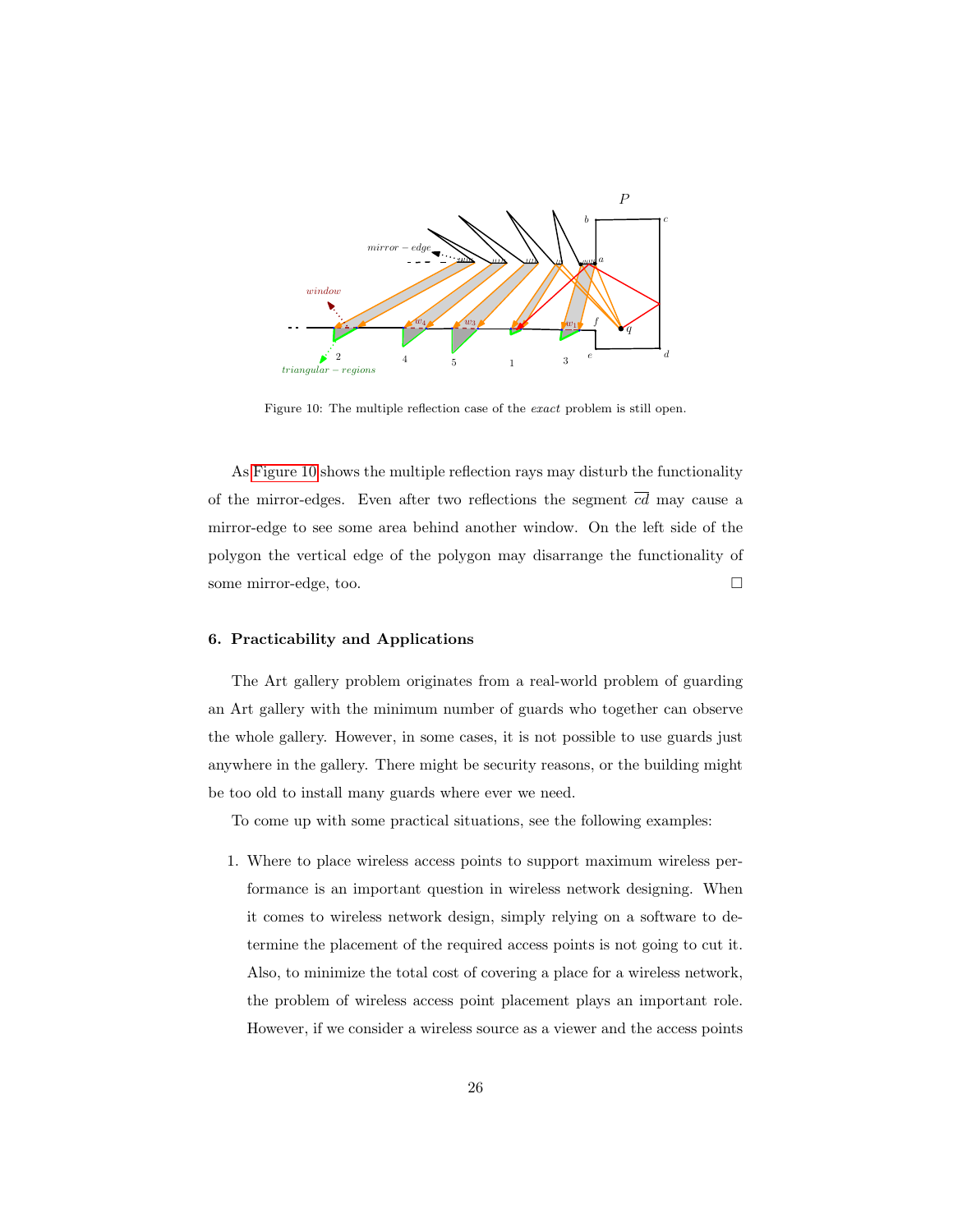Figure 10: The multiple reflection case of the *exact* problem is still open.

As Figure 10 shows the multiple reflection rays may disturb the functionality of the mirror-edges. Even after two reflections the segment $\overline{cd}$ may cause a mirror-edge to see some area behind another window. On the left side of the polygon the vertical edge of the polygon may disarrange the functionality of some mirror-edge, too. □

### 6. Practicability and Applications

The Art gallery problem originates from a real-world problem of guarding an Art gallery with the minimum number of guards who together can observe the whole gallery. However, in some cases, it is not possible to use guards just anywhere in the gallery. There might be security reasons, or the building might be too old to install many guards where ever we need.

To come up with some practical situations, see the following examples:

1. Where to place wireless access points to support maximum wireless performance is an important question in wireless network designing. When it comes to wireless network design, simply relying on a software to determine the placement of the required access points is not going to cut it. Also, to minimize the total cost of covering a place for a wireless network, the problem of wireless access point placement plays an important role. However, if we consider a wireless source as a viewer and the access points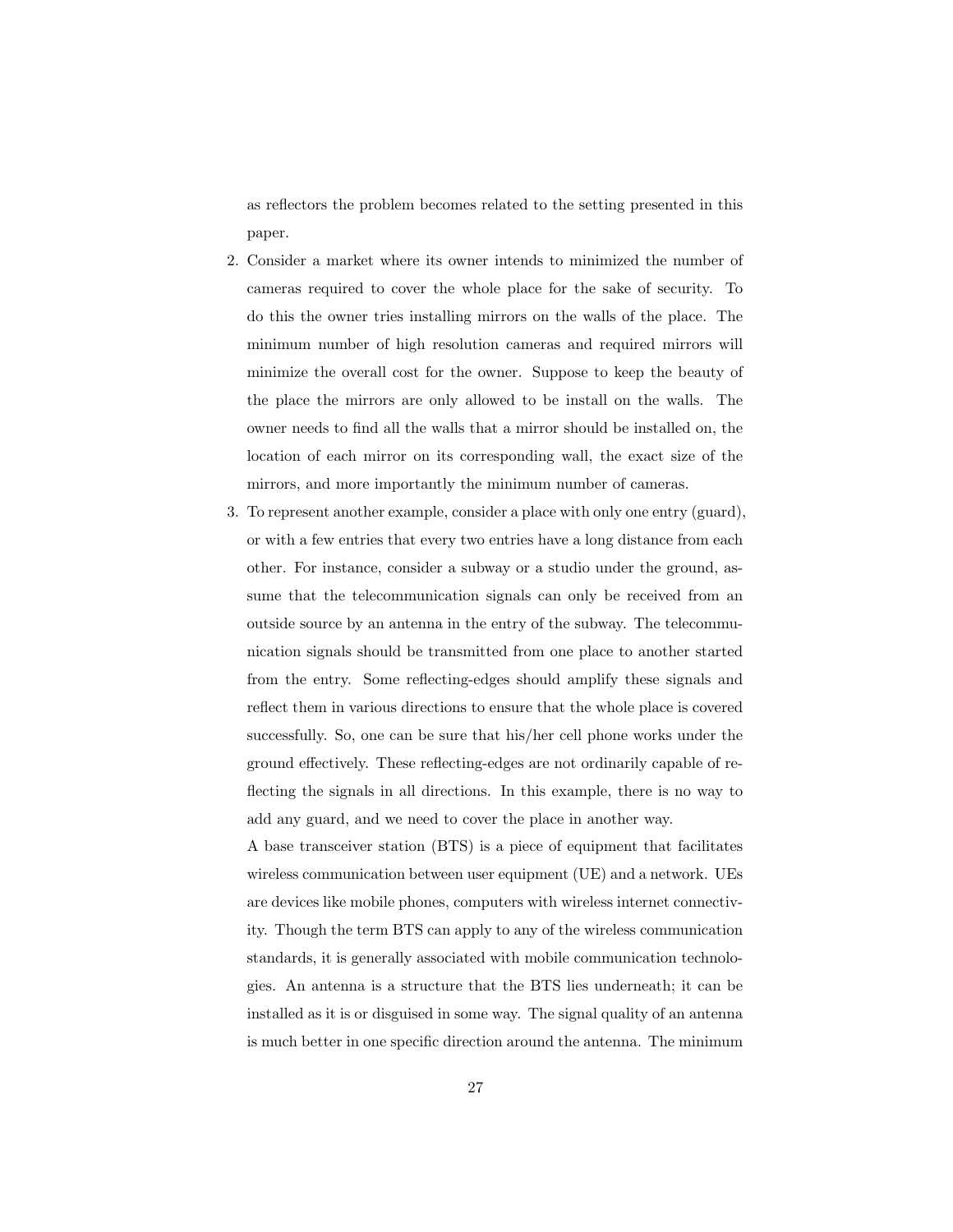as reflectors the problem becomes related to the setting presented in this paper.

2. Consider a market where its owner intends to minimized the number of cameras required to cover the whole place for the sake of security. To do this the owner tries installing mirrors on the walls of the place. The minimum number of high resolution cameras and required mirrors will minimize the overall cost for the owner. Suppose to keep the beauty of the place the mirrors are only allowed to be install on the walls. The owner needs to find all the walls that a mirror should be installed on, the location of each mirror on its corresponding wall, the exact size of the mirrors, and more importantly the minimum number of cameras.

3. To represent another example, consider a place with only one entry (guard), or with a few entries that every two entries have a long distance from each other. For instance, consider a subway or a studio under the ground, assume that the telecommunication signals can only be received from an outside source by an antenna in the entry of the subway. The telecommunication signals should be transmitted from one place to another started from the entry. Some reflecting-edges should amplify these signals and reflect them in various directions to ensure that the whole place is covered successfully. So, one can be sure that his/her cell phone works under the ground effectively. These reflecting-edges are not ordinarily capable of reflecting the signals in all directions. In this example, there is no way to add any guard, and we need to cover the place in another way.

   A base transceiver station (BTS) is a piece of equipment that facilitates wireless communication between user equipment (UE) and a network. UEs are devices like mobile phones, computers with wireless internet connectivity. Though the term BTS can apply to any of the wireless communication standards, it is generally associated with mobile communication technologies. An antenna is a structure that the BTS lies underneath; it can be installed as it is or disguised in some way. The signal quality of an antenna is much better in one specific direction around the antenna. The minimum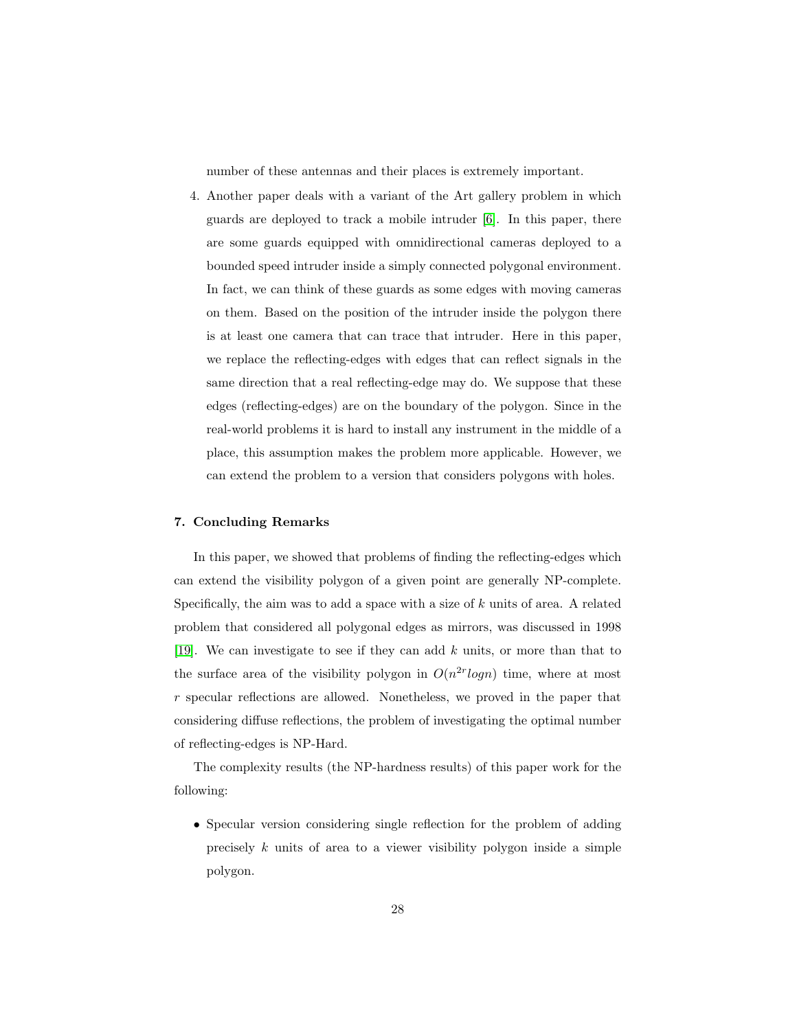number of these antennas and their places is extremely important.

4. Another paper deals with a variant of the Art gallery problem in which guards are deployed to track a mobile intruder [6]. In this paper, there are some guards equipped with omnidirectional cameras deployed to a bounded speed intruder inside a simply connected polygonal environment. In fact, we can think of these guards as some edges with moving cameras on them. Based on the position of the intruder inside the polygon there is at least one camera that can trace that intruder. Here in this paper, we replace the reflecting-edges with edges that can reflect signals in the same direction that a real reflecting-edge may do. We suppose that these edges (reflecting-edges) are on the boundary of the polygon. Since in the real-world problems it is hard to install any instrument in the middle of a place, this assumption makes the problem more applicable. However, we can extend the problem to a version that considers polygons with holes.

## 7. Concluding Remarks

In this paper, we showed that problems of finding the reflecting-edges which can extend the visibility polygon of a given point are generally NP-complete. Specifically, the aim was to add a space with a size of $k$ units of area. A related problem that considered all polygonal edges as mirrors, was discussed in 1998 [19]. We can investigate to see if they can add $k$ units, or more than that to the surface area of the visibility polygon in $O(n^{2r} logn)$ time, where at most $r$ specular reflections are allowed. Nonetheless, we proved in the paper that considering diffuse reflections, the problem of investigating the optimal number of reflecting-edges is NP-Hard.

The complexity results (the NP-hardness results) of this paper work for the following:

- Specular version considering single reflection for the problem of adding precisely $k$ units of area to a viewer visibility polygon inside a simple polygon.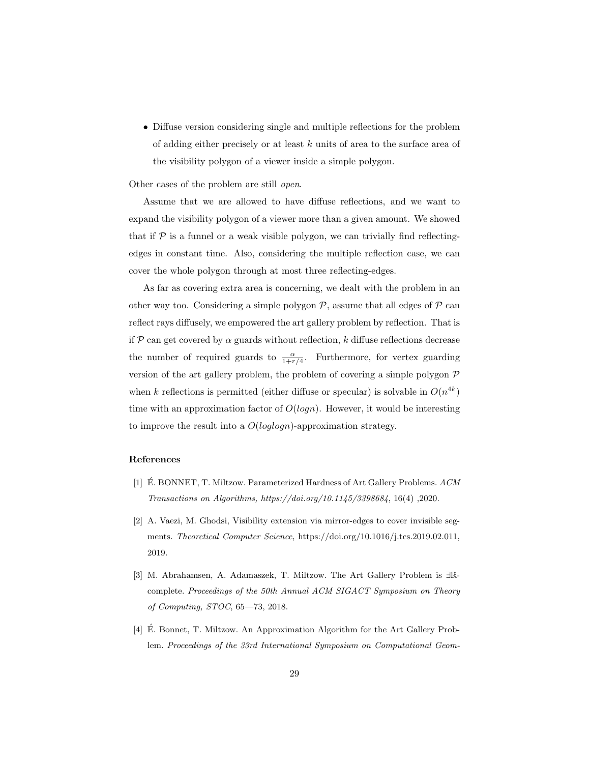- Diffuse version considering single and multiple reflections for the problem of adding either precisely or at least $k$ units of area to the surface area of the visibility polygon of a viewer inside a simple polygon.

Other cases of the problem are still *open*.

Assume that we are allowed to have diffuse reflections, and we want to expand the visibility polygon of a viewer more than a given amount. We showed that if $\mathcal{P}$ is a funnel or a weak visible polygon, we can trivially find reflecting-edges in constant time. Also, considering the multiple reflection case, we can cover the whole polygon through at most three reflecting-edges.

As far as covering extra area is concerning, we dealt with the problem in an other way too. Considering a simple polygon $\mathcal{P}$, assume that all edges of $\mathcal{P}$ can reflect rays diffusely, we empowered the art gallery problem by reflection. That is if $\mathcal{P}$ can get covered by $\alpha$ guards without reflection, $k$ diffuse reflections decrease the number of required guards to $\frac{\alpha}{1+r/4}$. Furthermore, for vertex guarding version of the art gallery problem, the problem of covering a simple polygon $\mathcal{P}$ when $k$ reflections is permitted (either diffuse or specular) is solvable in $O(n^{4k})$ time with an approximation factor of $O(logn)$. However, it would be interesting to improve the result into a $O(loglogn)$-approximation strategy.

## References

[1] É. BONNET, T. Miltzow. Parameterized Hardness of Art Gallery Problems. *ACM Transactions on Algorithms, https://doi.org/10.1145/3398684*, 16(4) ,2020.

[2] A. Vaezi, M. Ghodsi, Visibility extension via mirror-edges to cover invisible segments. *Theoretical Computer Science*, https://doi.org/10.1016/j.tcs.2019.02.011, 2019.

[3] M. Abrahamsen, A. Adamaszek, T. Miltzow. The Art Gallery Problem is ∃ℝ-complete. *Proceedings of the 50th Annual ACM SIGACT Symposium on Theory of Computing, STOC*, 65—73, 2018.

[4] É. Bonnet, T. Miltzow. An Approximation Algorithm for the Art Gallery Problem. *Proceedings of the 33rd International Symposium on Computational Geom-*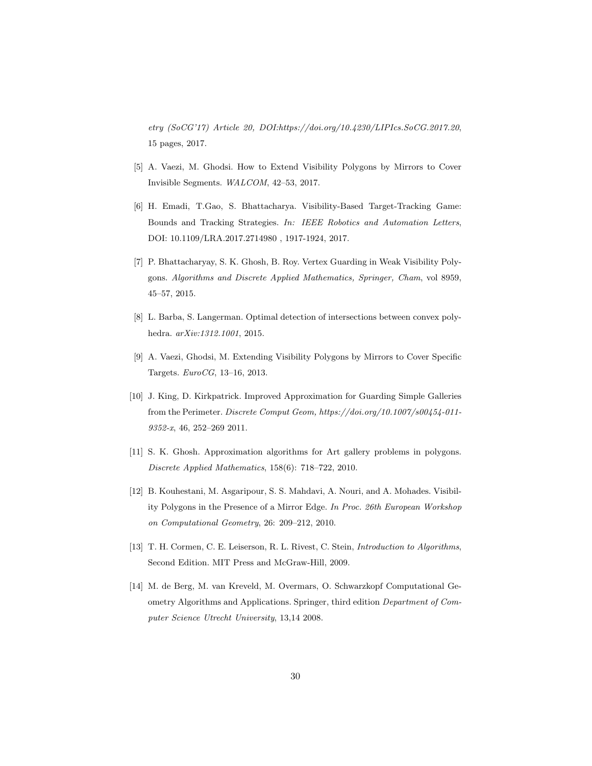*etry (SoCG'17) Article 20, DOI:https://doi.org/10.4230/LIPIcs.SoCG.2017.20*, 15 pages, 2017.

[5] A. Vaezi, M. Ghodsi. How to Extend Visibility Polygons by Mirrors to Cover Invisible Segments. *WALCOM*, 42–53, 2017.

[6] H. Emadi, T.Gao, S. Bhattacharya. Visibility-Based Target-Tracking Game: Bounds and Tracking Strategies. *In: IEEE Robotics and Automation Letters*, DOI: 10.1109/LRA.2017.2714980 , 1917-1924, 2017.

[7] P. Bhattacharyay, S. K. Ghosh, B. Roy. Vertex Guarding in Weak Visibility Polygons. *Algorithms and Discrete Applied Mathematics, Springer, Cham*, vol 8959, 45–57, 2015.

[8] L. Barba, S. Langerman. Optimal detection of intersections between convex polyhedra. *arXiv:1312.1001*, 2015.

[9] A. Vaezi, Ghodsi, M. Extending Visibility Polygons by Mirrors to Cover Specific Targets. *EuroCG*, 13–16, 2013.

[10] J. King, D. Kirkpatrick. Improved Approximation for Guarding Simple Galleries from the Perimeter. *Discrete Comput Geom, https://doi.org/10.1007/s00454-011-9352-x*, 46, 252–269 2011.

[11] S. K. Ghosh. Approximation algorithms for Art gallery problems in polygons. *Discrete Applied Mathematics*, 158(6): 718–722, 2010.

[12] B. Kouhestani, M. Asgaripour, S. S. Mahdavi, A. Nouri, and A. Mohades. Visibility Polygons in the Presence of a Mirror Edge. *In Proc. 26th European Workshop on Computational Geometry*, 26: 209–212, 2010.

[13] T. H. Cormen, C. E. Leiserson, R. L. Rivest, C. Stein, *Introduction to Algorithms*, Second Edition. MIT Press and McGraw-Hill, 2009.

[14] M. de Berg, M. van Kreveld, M. Overmars, O. Schwarzkopf Computational Geometry Algorithms and Applications. Springer, third edition *Department of Computer Science Utrecht University*, 13,14 2008.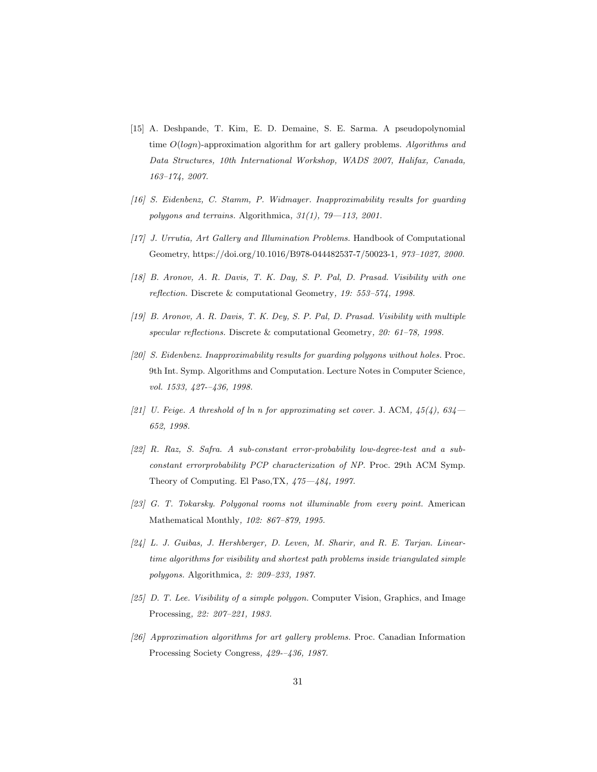[15] A. Deshpande, T. Kim, E. D. Demaine, S. E. Sarma. A pseudopolynomial time $O(logn)$-approximation algorithm for art gallery problems. *Algorithms and Data Structures, 10th International Workshop, WADS 2007, Halifax, Canada, 163–174, 2007.*

[16] *S. Eidenbenz, C. Stamm, P. Widmayer. Inapproximability results for guarding polygons and terrains.* Algorithmica*, 31(1), 79—113, 2001.*

[17] *J. Urrutia, Art Gallery and Illumination Problems.* Handbook of Computational Geometry, https://doi.org/10.1016/B978-044482537-7/50023-1*, 973–1027, 2000.*

[18] *B. Aronov, A. R. Davis, T. K. Day, S. P. Pal, D. Prasad. Visibility with one reflection.* Discrete & computational Geometry*, 19: 553–574, 1998.*

[19] *B. Aronov, A. R. Davis, T. K. Dey, S. P. Pal, D. Prasad. Visibility with multiple specular reflections.* Discrete & computational Geometry*, 20: 61–78, 1998.*

[20] *S. Eidenbenz. Inapproximability results for guarding polygons without holes.* Proc. 9th Int. Symp. Algorithms and Computation. Lecture Notes in Computer Science*, vol. 1533, 427-–436, 1998.*

[21] *U. Feige. A threshold of ln n for approximating set cover.* J. ACM*, 45(4), 634—652, 1998.*

[22] *R. Raz, S. Safra. A sub-constant error-probability low-degree-test and a sub-constant errorprobability PCP characterization of NP.* Proc. 29th ACM Symp. Theory of Computing. El Paso,TX*, 475—484, 1997.*

[23] *G. T. Tokarsky. Polygonal rooms not illuminable from every point.* American Mathematical Monthly*, 102: 867–879, 1995.*

[24] *L. J. Guibas, J. Hershberger, D. Leven, M. Sharir, and R. E. Tarjan. Linear-time algorithms for visibility and shortest path problems inside triangulated simple polygons.* Algorithmica*, 2: 209–233, 1987.*

[25] *D. T. Lee. Visibility of a simple polygon.* Computer Vision, Graphics, and Image Processing*, 22: 207–221, 1983.*

[26] *Approximation algorithms for art gallery problems.* Proc. Canadian Information Processing Society Congress*, 429-–436, 1987.*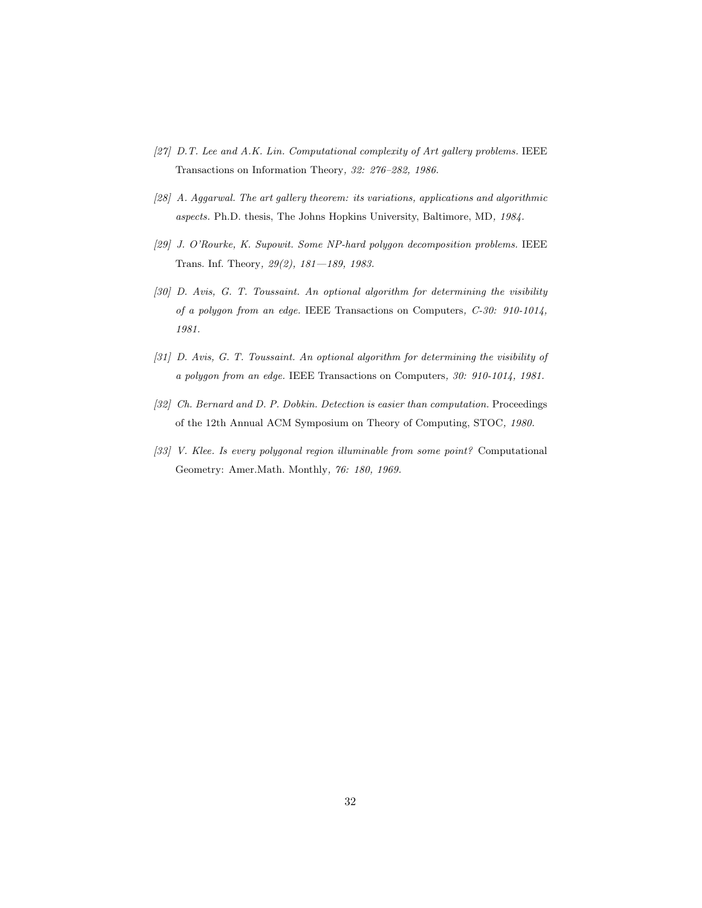[27] *D.T. Lee and A.K. Lin. Computational complexity of Art gallery problems.* IEEE Transactions on Information Theory*, 32: 276–282, 1986.*

[28] *A. Aggarwal. The art gallery theorem: its variations, applications and algorithmic aspects.* Ph.D. thesis, The Johns Hopkins University, Baltimore, MD*, 1984.*

[29] *J. O'Rourke, K. Supowit. Some NP-hard polygon decomposition problems.* IEEE Trans. Inf. Theory*, 29(2), 181—189, 1983.*

[30] *D. Avis, G. T. Toussaint. An optional algorithm for determining the visibility of a polygon from an edge.* IEEE Transactions on Computers*, C-30: 910-1014, 1981.*

[31] *D. Avis, G. T. Toussaint. An optional algorithm for determining the visibility of a polygon from an edge.* IEEE Transactions on Computers*, 30: 910-1014, 1981.*

[32] *Ch. Bernard and D. P. Dobkin. Detection is easier than computation.* Proceedings of the 12th Annual ACM Symposium on Theory of Computing, STOC*, 1980.*

[33] *V. Klee. Is every polygonal region illuminable from some point?* Computational Geometry: Amer.Math. Monthly*, 76: 180, 1969.*